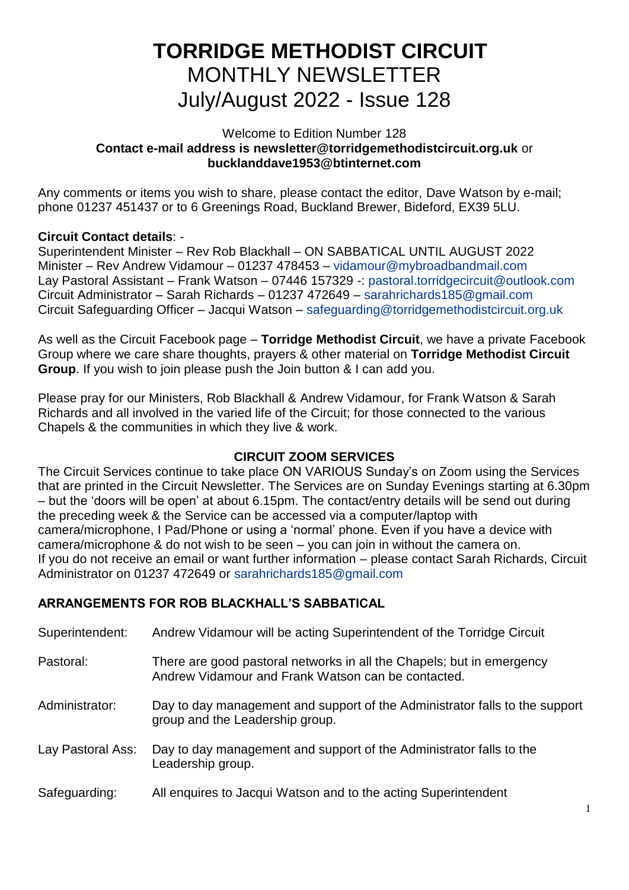# TORRIDGE METHODIST CIRCUIT

MONTHLY NEWSLETTER

July/August 2022 - Issue 128

Welcome to Edition Number 128

**Contact e-mail address is newsletter@torridgemethodistcircuit.org.uk** or **bucklanddave1953@btinternet.com**

Any comments or items you wish to share, please contact the editor, Dave Watson by e-mail; phone 01237 451437 or to 6 Greenings Road, Buckland Brewer, Bideford, EX39 5LU.

**Circuit Contact details**: -

Superintendent Minister – Rev Rob Blackhall – ON SABBATICAL UNTIL AUGUST 2022
Minister – Rev Andrew Vidamour – 01237 478453 – vidamour@mybroadbandmail.com
Lay Pastoral Assistant – Frank Watson – 07446 157329 -: pastoral.torridgecircuit@outlook.com
Circuit Administrator – Sarah Richards – 01237 472649 – sarahrichards185@gmail.com
Circuit Safeguarding Officer – Jacqui Watson – safeguarding@torridgemethodistcircuit.org.uk

As well as the Circuit Facebook page – **Torridge Methodist Circuit**, we have a private Facebook Group where we care share thoughts, prayers & other material on **Torridge Methodist Circuit Group**. If you wish to join please push the Join button & I can add you.

Please pray for our Ministers, Rob Blackhall & Andrew Vidamour, for Frank Watson & Sarah Richards and all involved in the varied life of the Circuit; for those connected to the various Chapels & the communities in which they live & work.

## CIRCUIT ZOOM SERVICES

The Circuit Services continue to take place ON VARIOUS Sunday's on Zoom using the Services that are printed in the Circuit Newsletter. The Services are on Sunday Evenings starting at 6.30pm – but the 'doors will be open' at about 6.15pm. The contact/entry details will be send out during the preceding week & the Service can be accessed via a computer/laptop with camera/microphone, I Pad/Phone or using a 'normal' phone. Even if you have a device with camera/microphone & do not wish to be seen – you can join in without the camera on.
If you do not receive an email or want further information – please contact Sarah Richards, Circuit Administrator on 01237 472649 or sarahrichards185@gmail.com

## ARRANGEMENTS FOR ROB BLACKHALL'S SABBATICAL

| | |
|---|---|
| Superintendent: | Andrew Vidamour will be acting Superintendent of the Torridge Circuit |
| Pastoral: | There are good pastoral networks in all the Chapels; but in emergency Andrew Vidamour and Frank Watson can be contacted. |
| Administrator: | Day to day management and support of the Administrator falls to the support group and the Leadership group. |
| Lay Pastoral Ass: | Day to day management and support of the Administrator falls to the Leadership group. |
| Safeguarding: | All enquires to Jacqui Watson and to the acting Superintendent |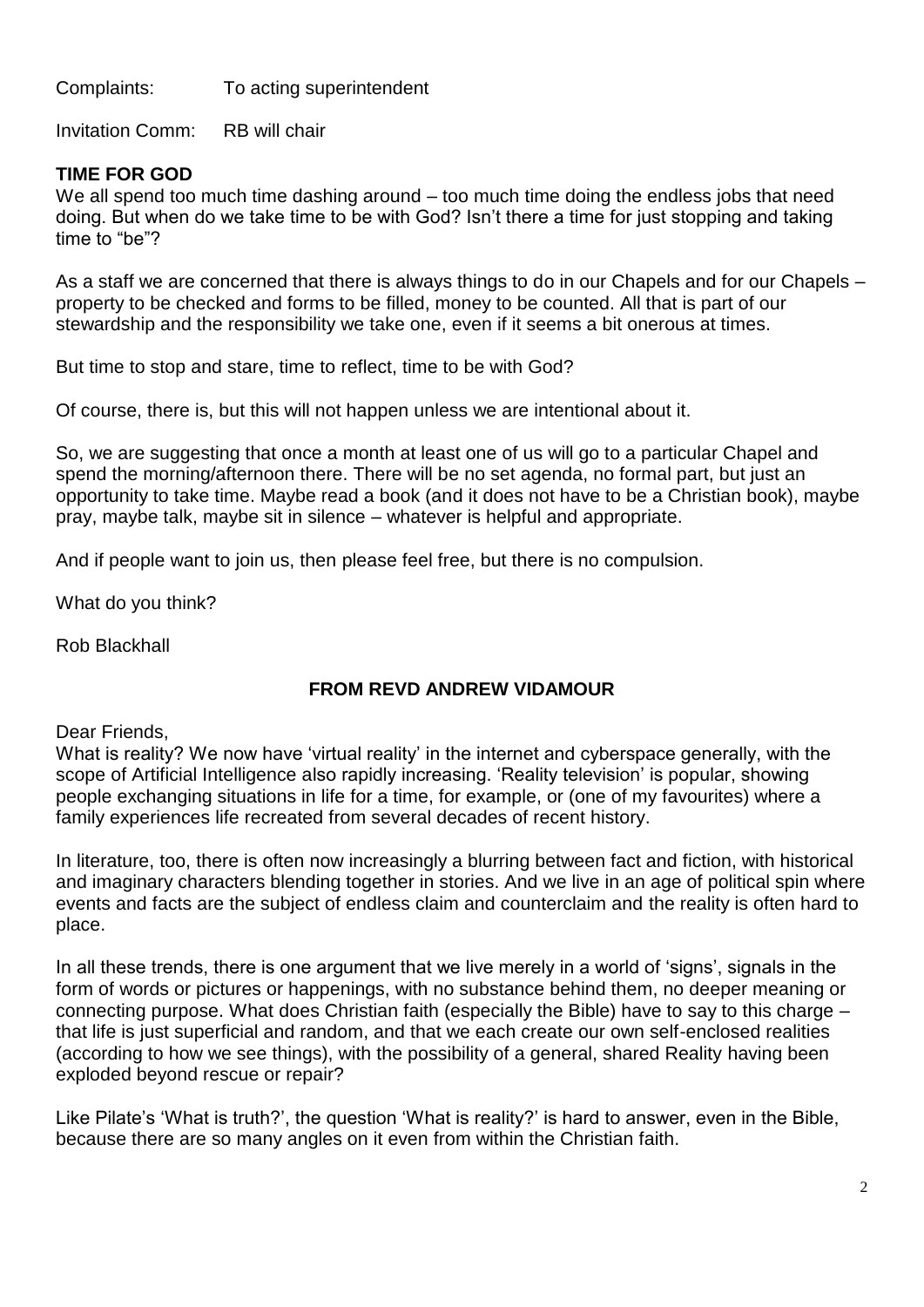Complaints: To acting superintendent

Invitation Comm: RB will chair

**TIME FOR GOD**

We all spend too much time dashing around – too much time doing the endless jobs that need doing. But when do we take time to be with God? Isn't there a time for just stopping and taking time to "be"?

As a staff we are concerned that there is always things to do in our Chapels and for our Chapels – property to be checked and forms to be filled, money to be counted. All that is part of our stewardship and the responsibility we take one, even if it seems a bit onerous at times.

But time to stop and stare, time to reflect, time to be with God?

Of course, there is, but this will not happen unless we are intentional about it.

So, we are suggesting that once a month at least one of us will go to a particular Chapel and spend the morning/afternoon there. There will be no set agenda, no formal part, but just an opportunity to take time. Maybe read a book (and it does not have to be a Christian book), maybe pray, maybe talk, maybe sit in silence – whatever is helpful and appropriate.

And if people want to join us, then please feel free, but there is no compulsion.

What do you think?

Rob Blackhall

## FROM REVD ANDREW VIDAMOUR

Dear Friends,

What is reality? We now have 'virtual reality' in the internet and cyberspace generally, with the scope of Artificial Intelligence also rapidly increasing. 'Reality television' is popular, showing people exchanging situations in life for a time, for example, or (one of my favourites) where a family experiences life recreated from several decades of recent history.

In literature, too, there is often now increasingly a blurring between fact and fiction, with historical and imaginary characters blending together in stories. And we live in an age of political spin where events and facts are the subject of endless claim and counterclaim and the reality is often hard to place.

In all these trends, there is one argument that we live merely in a world of 'signs', signals in the form of words or pictures or happenings, with no substance behind them, no deeper meaning or connecting purpose. What does Christian faith (especially the Bible) have to say to this charge – that life is just superficial and random, and that we each create our own self-enclosed realities (according to how we see things), with the possibility of a general, shared Reality having been exploded beyond rescue or repair?

Like Pilate's 'What is truth?', the question 'What is reality?' is hard to answer, even in the Bible, because there are so many angles on it even from within the Christian faith.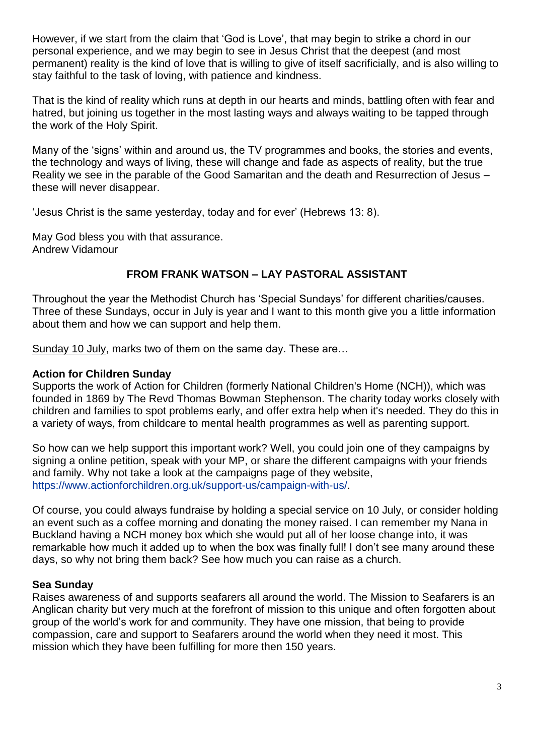However, if we start from the claim that 'God is Love', that may begin to strike a chord in our personal experience, and we may begin to see in Jesus Christ that the deepest (and most permanent) reality is the kind of love that is willing to give of itself sacrificially, and is also willing to stay faithful to the task of loving, with patience and kindness.

That is the kind of reality which runs at depth in our hearts and minds, battling often with fear and hatred, but joining us together in the most lasting ways and always waiting to be tapped through the work of the Holy Spirit.

Many of the 'signs' within and around us, the TV programmes and books, the stories and events, the technology and ways of living, these will change and fade as aspects of reality, but the true Reality we see in the parable of the Good Samaritan and the death and Resurrection of Jesus – these will never disappear.

'Jesus Christ is the same yesterday, today and for ever' (Hebrews 13: 8).

May God bless you with that assurance.
Andrew Vidamour

## FROM FRANK WATSON – LAY PASTORAL ASSISTANT

Throughout the year the Methodist Church has 'Special Sundays' for different charities/causes. Three of these Sundays, occur in July is year and I want to this month give you a little information about them and how we can support and help them.

Sunday 10 July, marks two of them on the same day. These are…

**Action for Children Sunday**
Supports the work of Action for Children (formerly National Children's Home (NCH)), which was founded in 1869 by The Revd Thomas Bowman Stephenson. The charity today works closely with children and families to spot problems early, and offer extra help when it's needed. They do this in a variety of ways, from childcare to mental health programmes as well as parenting support.

So how can we help support this important work? Well, you could join one of they campaigns by signing a online petition, speak with your MP, or share the different campaigns with your friends and family. Why not take a look at the campaigns page of they website, https://www.actionforchildren.org.uk/support-us/campaign-with-us/.

Of course, you could always fundraise by holding a special service on 10 July, or consider holding an event such as a coffee morning and donating the money raised. I can remember my Nana in Buckland having a NCH money box which she would put all of her loose change into, it was remarkable how much it added up to when the box was finally full! I don't see many around these days, so why not bring them back? See how much you can raise as a church.

**Sea Sunday**
Raises awareness of and supports seafarers all around the world. The Mission to Seafarers is an Anglican charity but very much at the forefront of mission to this unique and often forgotten about group of the world's work for and community. They have one mission, that being to provide compassion, care and support to Seafarers around the world when they need it most. This mission which they have been fulfilling for more then 150 years.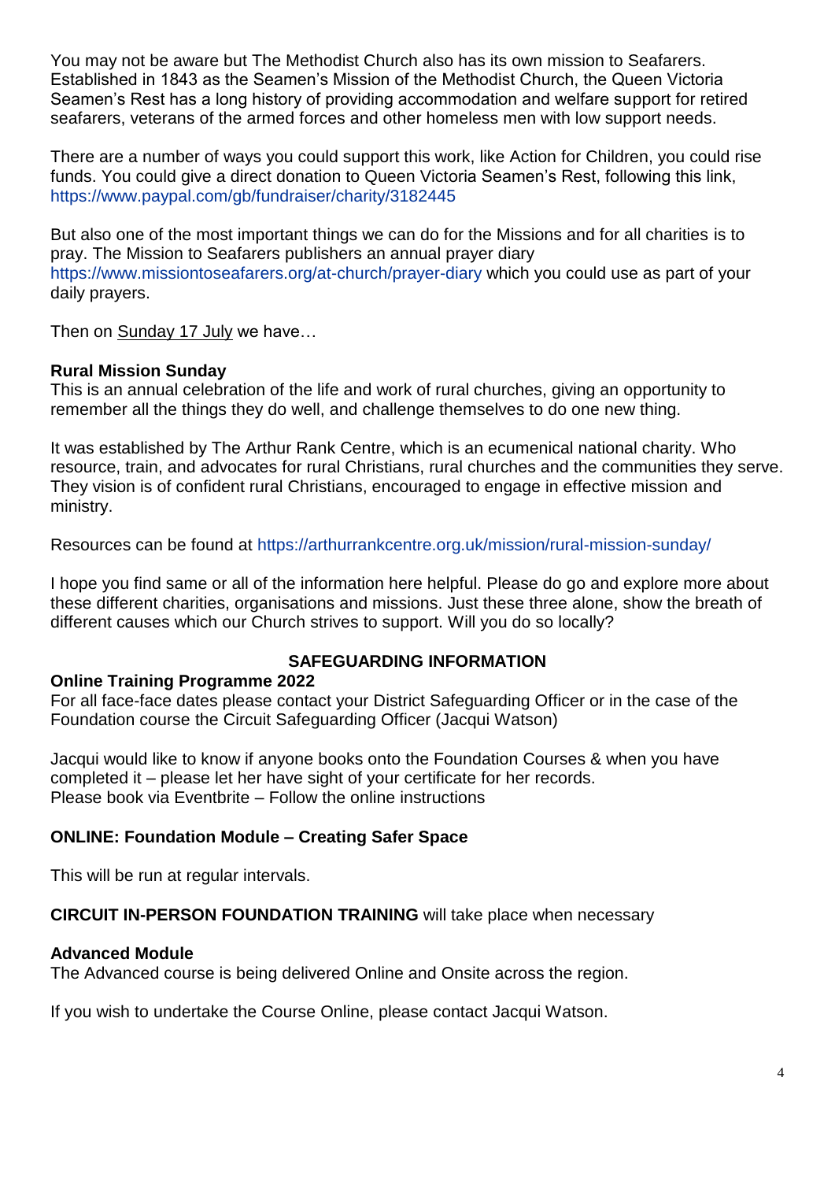You may not be aware but The Methodist Church also has its own mission to Seafarers. Established in 1843 as the Seamen's Mission of the Methodist Church, the Queen Victoria Seamen's Rest has a long history of providing accommodation and welfare support for retired seafarers, veterans of the armed forces and other homeless men with low support needs.

There are a number of ways you could support this work, like Action for Children, you could rise funds. You could give a direct donation to Queen Victoria Seamen's Rest, following this link, https://www.paypal.com/gb/fundraiser/charity/3182445

But also one of the most important things we can do for the Missions and for all charities is to pray. The Mission to Seafarers publishers an annual prayer diary https://www.missiontoseafarers.org/at-church/prayer-diary which you could use as part of your daily prayers.

Then on Sunday 17 July we have…

**Rural Mission Sunday**
This is an annual celebration of the life and work of rural churches, giving an opportunity to remember all the things they do well, and challenge themselves to do one new thing.

It was established by The Arthur Rank Centre, which is an ecumenical national charity. Who resource, train, and advocates for rural Christians, rural churches and the communities they serve. They vision is of confident rural Christians, encouraged to engage in effective mission and ministry.

Resources can be found at https://arthurrankcentre.org.uk/mission/rural-mission-sunday/

I hope you find same or all of the information here helpful. Please do go and explore more about these different charities, organisations and missions. Just these three alone, show the breath of different causes which our Church strives to support. Will you do so locally?

## SAFEGUARDING INFORMATION

**Online Training Programme 2022**
For all face-face dates please contact your District Safeguarding Officer or in the case of the Foundation course the Circuit Safeguarding Officer (Jacqui Watson)

Jacqui would like to know if anyone books onto the Foundation Courses & when you have completed it – please let her have sight of your certificate for her records.
Please book via Eventbrite – Follow the online instructions

**ONLINE: Foundation Module – Creating Safer Space**

This will be run at regular intervals.

**CIRCUIT IN-PERSON FOUNDATION TRAINING** will take place when necessary

**Advanced Module**
The Advanced course is being delivered Online and Onsite across the region.

If you wish to undertake the Course Online, please contact Jacqui Watson.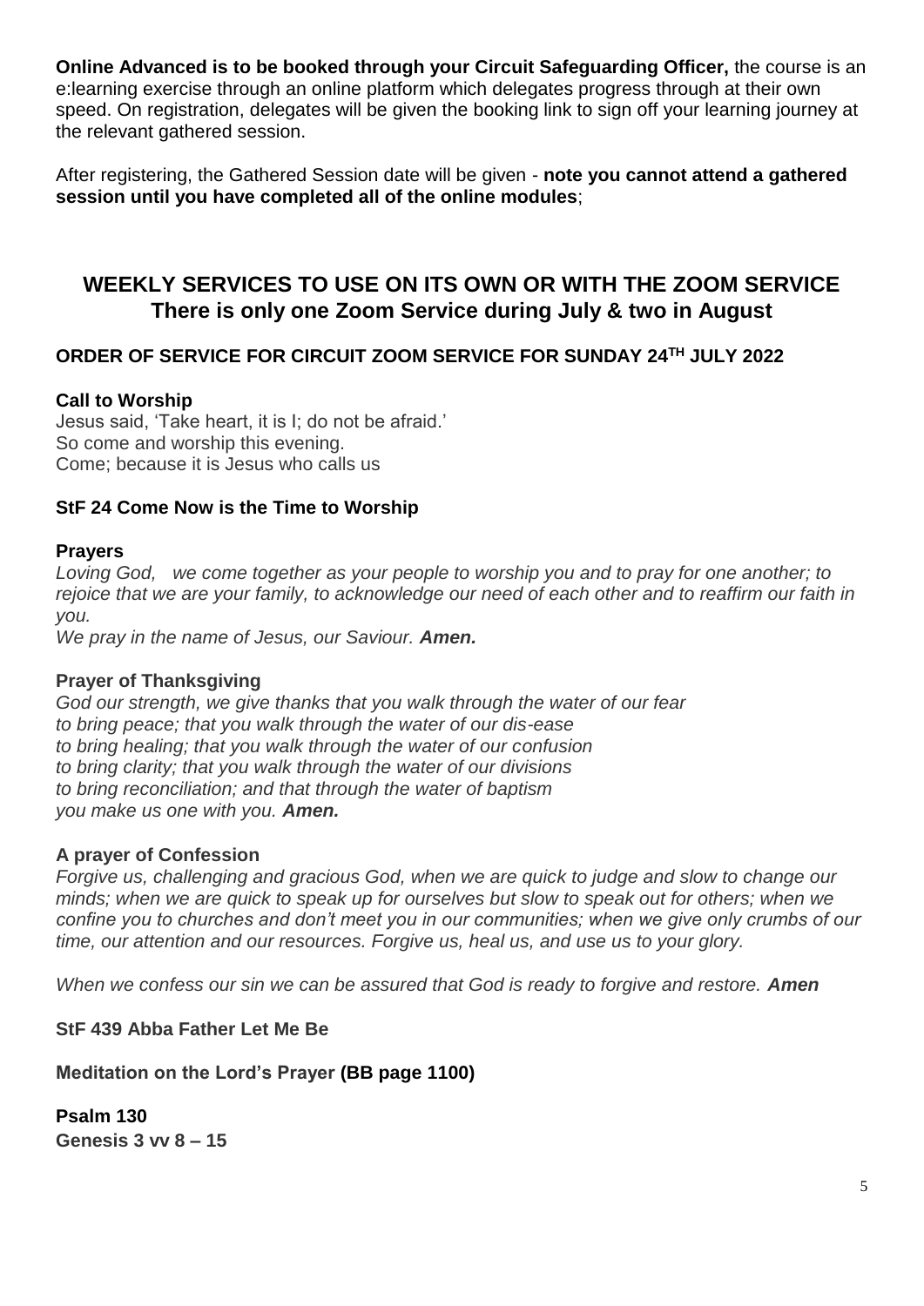**Online Advanced is to be booked through your Circuit Safeguarding Officer,** the course is an e:learning exercise through an online platform which delegates progress through at their own speed. On registration, delegates will be given the booking link to sign off your learning journey at the relevant gathered session.

After registering, the Gathered Session date will be given - **note you cannot attend a gathered session until you have completed all of the online modules**;

## WEEKLY SERVICES TO USE ON ITS OWN OR WITH THE ZOOM SERVICE
## There is only one Zoom Service during July & two in August

### ORDER OF SERVICE FOR CIRCUIT ZOOM SERVICE FOR SUNDAY 24TH JULY 2022

**Call to Worship**
Jesus said, 'Take heart, it is I; do not be afraid.'
So come and worship this evening.
Come; because it is Jesus who calls us

**StF 24 Come Now is the Time to Worship**

**Prayers**
*Loving God, we come together as your people to worship you and to pray for one another; to rejoice that we are your family, to acknowledge our need of each other and to reaffirm our faith in you.*
*We pray in the name of Jesus, our Saviour.* ***Amen.***

**Prayer of Thanksgiving**
*God our strength, we give thanks that you walk through the water of our fear*
*to bring peace; that you walk through the water of our dis-ease*
*to bring healing; that you walk through the water of our confusion*
*to bring clarity; that you walk through the water of our divisions*
*to bring reconciliation; and that through the water of baptism*
*you make us one with you.* ***Amen.***

**A prayer of Confession**
*Forgive us, challenging and gracious God, when we are quick to judge and slow to change our minds; when we are quick to speak up for ourselves but slow to speak out for others; when we confine you to churches and don't meet you in our communities; when we give only crumbs of our time, our attention and our resources. Forgive us, heal us, and use us to your glory.*

*When we confess our sin we can be assured that God is ready to forgive and restore.* ***Amen***

**StF 439 Abba Father Let Me Be**

**Meditation on the Lord's Prayer (BB page 1100)**

**Psalm 130**
**Genesis 3 vv 8 – 15**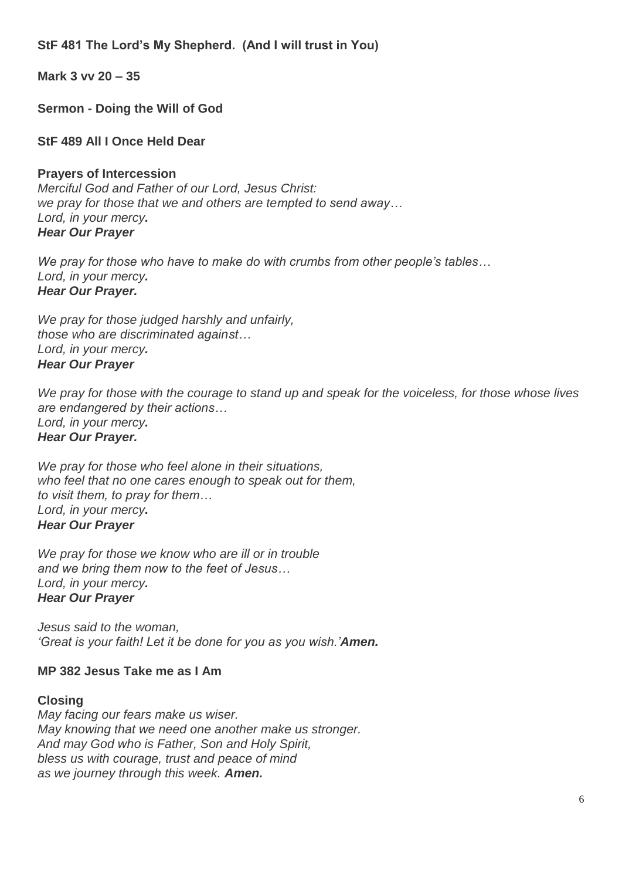**StF 481 The Lord's My Shepherd. (And I will trust in You)**

**Mark 3 vv 20 – 35**

**Sermon - Doing the Will of God**

**StF 489 All I Once Held Dear**

**Prayers of Intercession**

*Merciful God and Father of our Lord, Jesus Christ:*
*we pray for those that we and others are tempted to send away…*
*Lord, in your mercy.*
***Hear Our Prayer***

*We pray for those who have to make do with crumbs from other people's tables…*
*Lord, in your mercy.*
***Hear Our Prayer.***

*We pray for those judged harshly and unfairly,*
*those who are discriminated against…*
*Lord, in your mercy.*
***Hear Our Prayer***

*We pray for those with the courage to stand up and speak for the voiceless, for those whose lives are endangered by their actions…*
*Lord, in your mercy.*
***Hear Our Prayer.***

*We pray for those who feel alone in their situations,*
*who feel that no one cares enough to speak out for them,*
*to visit them, to pray for them…*
*Lord, in your mercy.*
***Hear Our Prayer***

*We pray for those we know who are ill or in trouble*
*and we bring them now to the feet of Jesus…*
*Lord, in your mercy.*
***Hear Our Prayer***

*Jesus said to the woman,*
*'Great is your faith! Let it be done for you as you wish.'* ***Amen.***

**MP 382 Jesus Take me as I Am**

**Closing**

*May facing our fears make us wiser.*
*May knowing that we need one another make us stronger.*
*And may God who is Father, Son and Holy Spirit,*
*bless us with courage, trust and peace of mind*
*as we journey through this week.* ***Amen.***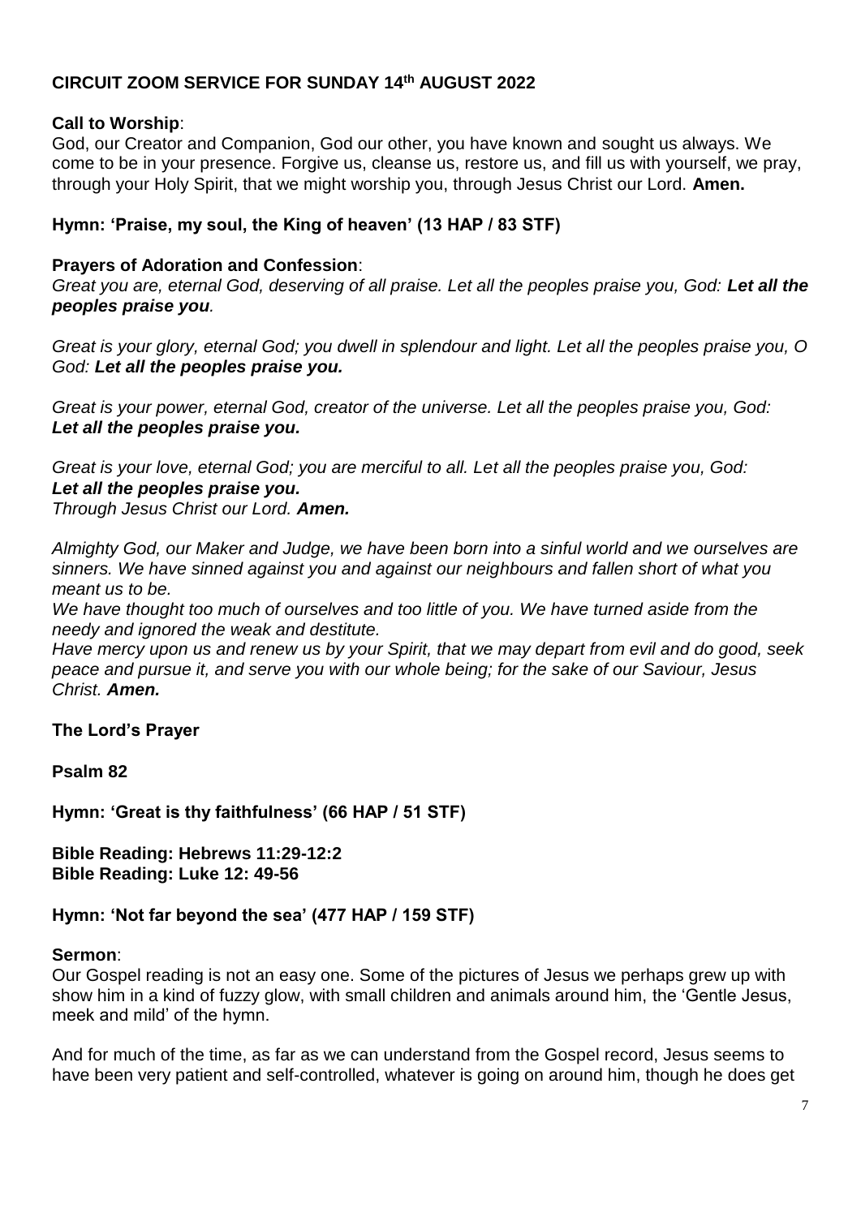# CIRCUIT ZOOM SERVICE FOR SUNDAY 14th AUGUST 2022

**Call to Worship**:
God, our Creator and Companion, God our other, you have known and sought us always. We come to be in your presence. Forgive us, cleanse us, restore us, and fill us with yourself, we pray, through your Holy Spirit, that we might worship you, through Jesus Christ our Lord. **Amen.**

**Hymn: 'Praise, my soul, the King of heaven' (13 HAP / 83 STF)**

**Prayers of Adoration and Confession**:
*Great you are, eternal God, deserving of all praise. Let all the peoples praise you, God:* ***Let all the peoples praise you****.*

*Great is your glory, eternal God; you dwell in splendour and light. Let all the peoples praise you, O God:* ***Let all the peoples praise you.***

*Great is your power, eternal God, creator of the universe. Let all the peoples praise you, God:* ***Let all the peoples praise you.***

*Great is your love, eternal God; you are merciful to all. Let all the peoples praise you, God:* ***Let all the peoples praise you.***
*Through Jesus Christ our Lord.* ***Amen.***

*Almighty God, our Maker and Judge, we have been born into a sinful world and we ourselves are sinners. We have sinned against you and against our neighbours and fallen short of what you meant us to be.*
*We have thought too much of ourselves and too little of you. We have turned aside from the needy and ignored the weak and destitute.*
*Have mercy upon us and renew us by your Spirit, that we may depart from evil and do good, seek peace and pursue it, and serve you with our whole being; for the sake of our Saviour, Jesus Christ.* ***Amen.***

**The Lord's Prayer**

**Psalm 82**

**Hymn: 'Great is thy faithfulness' (66 HAP / 51 STF)**

**Bible Reading: Hebrews 11:29-12:2**
**Bible Reading: Luke 12: 49-56**

**Hymn: 'Not far beyond the sea' (477 HAP / 159 STF)**

**Sermon**:
Our Gospel reading is not an easy one. Some of the pictures of Jesus we perhaps grew up with show him in a kind of fuzzy glow, with small children and animals around him, the 'Gentle Jesus, meek and mild' of the hymn.

And for much of the time, as far as we can understand from the Gospel record, Jesus seems to have been very patient and self-controlled, whatever is going on around him, though he does get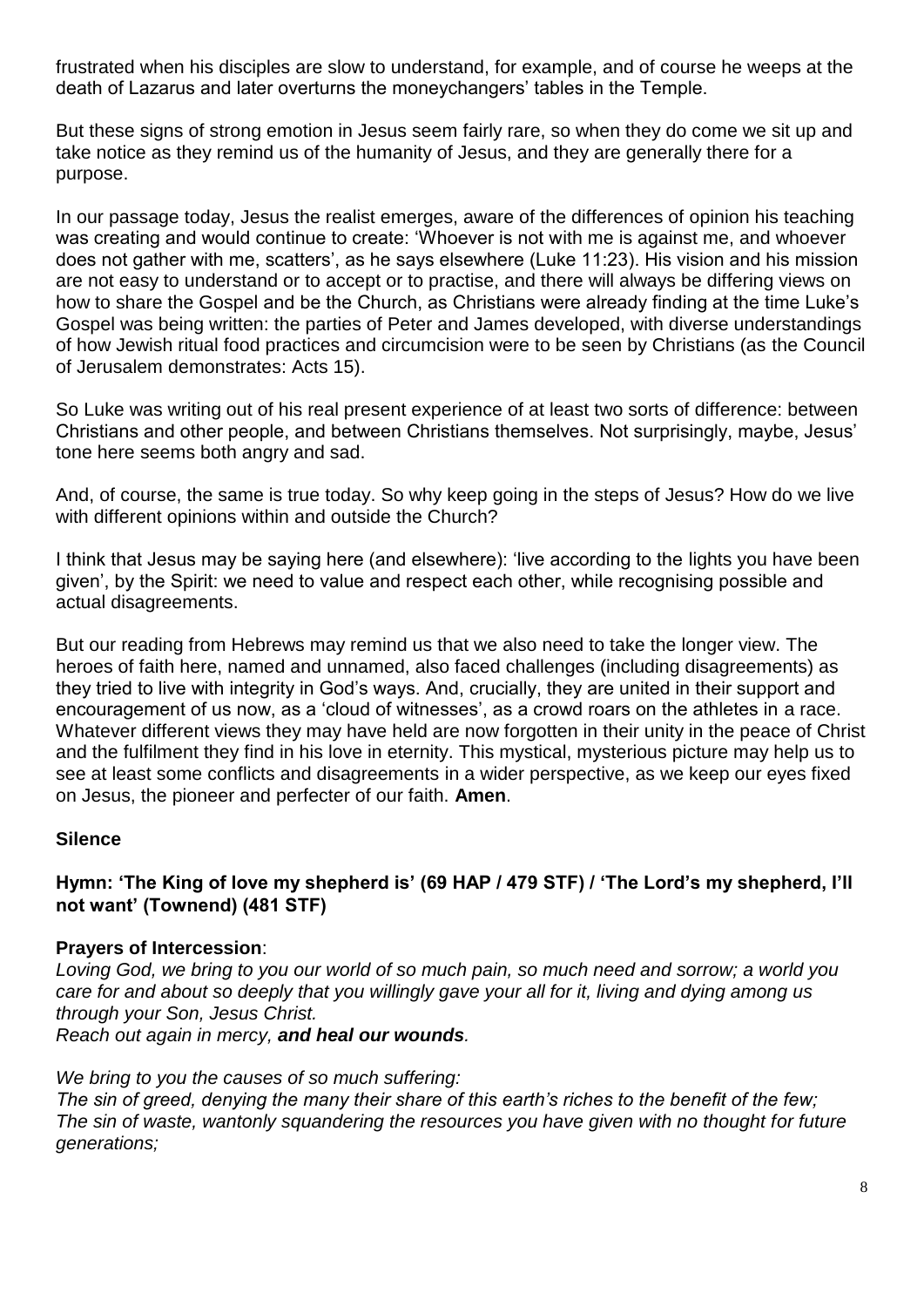frustrated when his disciples are slow to understand, for example, and of course he weeps at the death of Lazarus and later overturns the moneychangers' tables in the Temple.

But these signs of strong emotion in Jesus seem fairly rare, so when they do come we sit up and take notice as they remind us of the humanity of Jesus, and they are generally there for a purpose.

In our passage today, Jesus the realist emerges, aware of the differences of opinion his teaching was creating and would continue to create: 'Whoever is not with me is against me, and whoever does not gather with me, scatters', as he says elsewhere (Luke 11:23). His vision and his mission are not easy to understand or to accept or to practise, and there will always be differing views on how to share the Gospel and be the Church, as Christians were already finding at the time Luke's Gospel was being written: the parties of Peter and James developed, with diverse understandings of how Jewish ritual food practices and circumcision were to be seen by Christians (as the Council of Jerusalem demonstrates: Acts 15).

So Luke was writing out of his real present experience of at least two sorts of difference: between Christians and other people, and between Christians themselves. Not surprisingly, maybe, Jesus' tone here seems both angry and sad.

And, of course, the same is true today. So why keep going in the steps of Jesus? How do we live with different opinions within and outside the Church?

I think that Jesus may be saying here (and elsewhere): 'live according to the lights you have been given', by the Spirit: we need to value and respect each other, while recognising possible and actual disagreements.

But our reading from Hebrews may remind us that we also need to take the longer view. The heroes of faith here, named and unnamed, also faced challenges (including disagreements) as they tried to live with integrity in God's ways. And, crucially, they are united in their support and encouragement of us now, as a 'cloud of witnesses', as a crowd roars on the athletes in a race. Whatever different views they may have held are now forgotten in their unity in the peace of Christ and the fulfilment they find in his love in eternity. This mystical, mysterious picture may help us to see at least some conflicts and disagreements in a wider perspective, as we keep our eyes fixed on Jesus, the pioneer and perfecter of our faith. **Amen**.

**Silence**

**Hymn: 'The King of love my shepherd is' (69 HAP / 479 STF) / 'The Lord's my shepherd, I'll not want' (Townend) (481 STF)**

**Prayers of Intercession**:

*Loving God, we bring to you our world of so much pain, so much need and sorrow; a world you care for and about so deeply that you willingly gave your all for it, living and dying among us through your Son, Jesus Christ.*
*Reach out again in mercy,* ***and heal our wounds****.*

*We bring to you the causes of so much suffering:*
*The sin of greed, denying the many their share of this earth's riches to the benefit of the few;*
*The sin of waste, wantonly squandering the resources you have given with no thought for future generations;*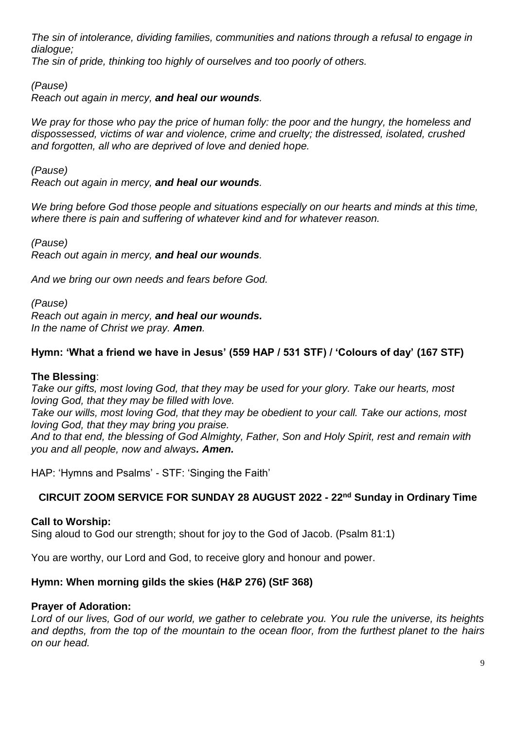*The sin of intolerance, dividing families, communities and nations through a refusal to engage in dialogue;*
*The sin of pride, thinking too highly of ourselves and too poorly of others.*

*(Pause)*
*Reach out again in mercy,* ***and heal our wounds****.*

*We pray for those who pay the price of human folly: the poor and the hungry, the homeless and dispossessed, victims of war and violence, crime and cruelty; the distressed, isolated, crushed and forgotten, all who are deprived of love and denied hope.*

*(Pause)*
*Reach out again in mercy,* ***and heal our wounds****.*

*We bring before God those people and situations especially on our hearts and minds at this time, where there is pain and suffering of whatever kind and for whatever reason.*

*(Pause)*
*Reach out again in mercy,* ***and heal our wounds****.*

*And we bring our own needs and fears before God.*

*(Pause)*
*Reach out again in mercy,* ***and heal our wounds.***
*In the name of Christ we pray.* ***Amen****.*

**Hymn: 'What a friend we have in Jesus' (559 HAP / 531 STF) / 'Colours of day' (167 STF)**

**The Blessing**:
*Take our gifts, most loving God, that they may be used for your glory. Take our hearts, most loving God, that they may be filled with love.*
*Take our wills, most loving God, that they may be obedient to your call. Take our actions, most loving God, that they may bring you praise.*
*And to that end, the blessing of God Almighty, Father, Son and Holy Spirit, rest and remain with you and all people, now and always****. Amen.***

HAP: 'Hymns and Psalms' - STF: 'Singing the Faith'

## CIRCUIT ZOOM SERVICE FOR SUNDAY 28 AUGUST 2022 - 22nd Sunday in Ordinary Time

**Call to Worship:**
Sing aloud to God our strength; shout for joy to the God of Jacob. (Psalm 81:1)

You are worthy, our Lord and God, to receive glory and honour and power.

**Hymn: When morning gilds the skies (H&P 276) (StF 368)**

**Prayer of Adoration:**
*Lord of our lives, God of our world, we gather to celebrate you. You rule the universe, its heights and depths, from the top of the mountain to the ocean floor, from the furthest planet to the hairs on our head.*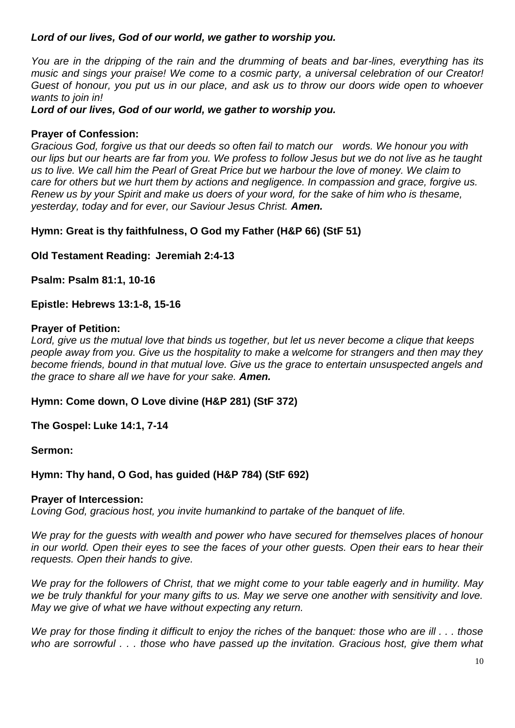***Lord of our lives, God of our world, we gather to worship you.***

*You are in the dripping of the rain and the drumming of beats and bar-lines, everything has its music and sings your praise! We come to a cosmic party, a universal celebration of our Creator! Guest of honour, you put us in our place, and ask us to throw our doors wide open to whoever wants to join in!*

***Lord of our lives, God of our world, we gather to worship you.***

**Prayer of Confession:**

*Gracious God, forgive us that our deeds so often fail to match our words. We honour you with our lips but our hearts are far from you. We profess to follow Jesus but we do not live as he taught us to live. We call him the Pearl of Great Price but we harbour the love of money. We claim to care for others but we hurt them by actions and negligence. In compassion and grace, forgive us. Renew us by your Spirit and make us doers of your word, for the sake of him who is thesame, yesterday, today and for ever, our Saviour Jesus Christ.* ***Amen.***

**Hymn: Great is thy faithfulness, O God my Father (H&P 66) (StF 51)**

**Old Testament Reading: Jeremiah 2:4-13**

**Psalm: Psalm 81:1, 10-16**

**Epistle: Hebrews 13:1-8, 15-16**

**Prayer of Petition:**

*Lord, give us the mutual love that binds us together, but let us never become a clique that keeps people away from you. Give us the hospitality to make a welcome for strangers and then may they become friends, bound in that mutual love. Give us the grace to entertain unsuspected angels and the grace to share all we have for your sake.* ***Amen.***

**Hymn: Come down, O Love divine (H&P 281) (StF 372)**

**The Gospel: Luke 14:1, 7-14**

**Sermon:**

**Hymn: Thy hand, O God, has guided (H&P 784) (StF 692)**

**Prayer of Intercession:**

*Loving God, gracious host, you invite humankind to partake of the banquet of life.*

*We pray for the guests with wealth and power who have secured for themselves places of honour in our world. Open their eyes to see the faces of your other guests. Open their ears to hear their requests. Open their hands to give.*

*We pray for the followers of Christ, that we might come to your table eagerly and in humility. May we be truly thankful for your many gifts to us. May we serve one another with sensitivity and love. May we give of what we have without expecting any return.*

*We pray for those finding it difficult to enjoy the riches of the banquet: those who are ill . . . those who are sorrowful . . . those who have passed up the invitation. Gracious host, give them what*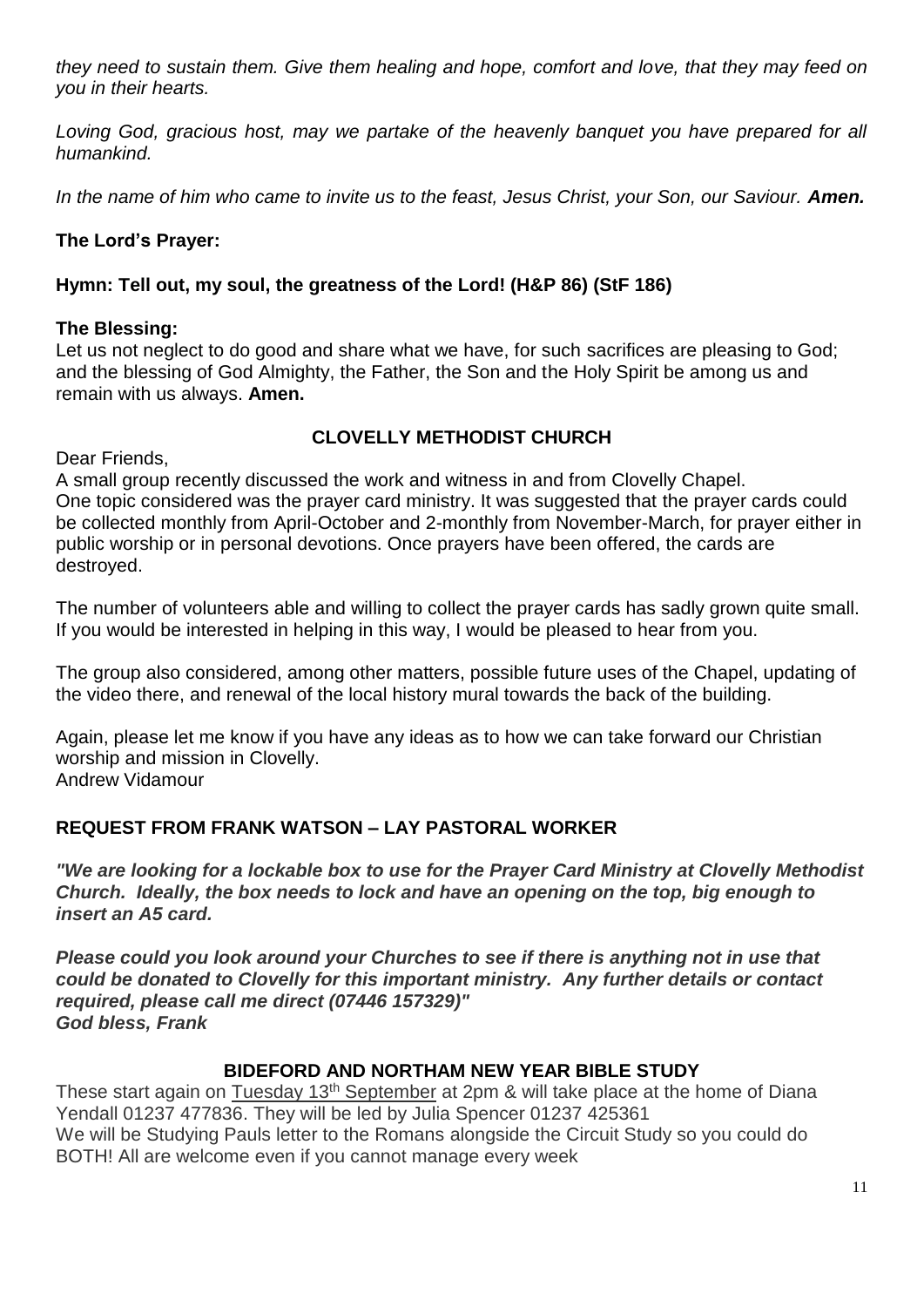*they need to sustain them. Give them healing and hope, comfort and love, that they may feed on you in their hearts.*

*Loving God, gracious host, may we partake of the heavenly banquet you have prepared for all humankind.*

*In the name of him who came to invite us to the feast, Jesus Christ, your Son, our Saviour.* ***Amen.***

**The Lord's Prayer:**

**Hymn: Tell out, my soul, the greatness of the Lord! (H&P 86) (StF 186)**

**The Blessing:**

Let us not neglect to do good and share what we have, for such sacrifices are pleasing to God; and the blessing of God Almighty, the Father, the Son and the Holy Spirit be among us and remain with us always. **Amen.**

## CLOVELLY METHODIST CHURCH

Dear Friends,

A small group recently discussed the work and witness in and from Clovelly Chapel.

One topic considered was the prayer card ministry. It was suggested that the prayer cards could be collected monthly from April-October and 2-monthly from November-March, for prayer either in public worship or in personal devotions. Once prayers have been offered, the cards are destroyed.

The number of volunteers able and willing to collect the prayer cards has sadly grown quite small. If you would be interested in helping in this way, I would be pleased to hear from you.

The group also considered, among other matters, possible future uses of the Chapel, updating of the video there, and renewal of the local history mural towards the back of the building.

Again, please let me know if you have any ideas as to how we can take forward our Christian worship and mission in Clovelly.

Andrew Vidamour

## REQUEST FROM FRANK WATSON – LAY PASTORAL WORKER

***"We are looking for a lockable box to use for the Prayer Card Ministry at Clovelly Methodist Church. Ideally, the box needs to lock and have an opening on the top, big enough to insert an A5 card.***

***Please could you look around your Churches to see if there is anything not in use that could be donated to Clovelly for this important ministry. Any further details or contact required, please call me direct (07446 157329)"***

***God bless, Frank***

## BIDEFORD AND NORTHAM NEW YEAR BIBLE STUDY

These start again on Tuesday 13th September at 2pm & will take place at the home of Diana Yendall 01237 477836. They will be led by Julia Spencer 01237 425361

We will be Studying Pauls letter to the Romans alongside the Circuit Study so you could do BOTH! All are welcome even if you cannot manage every week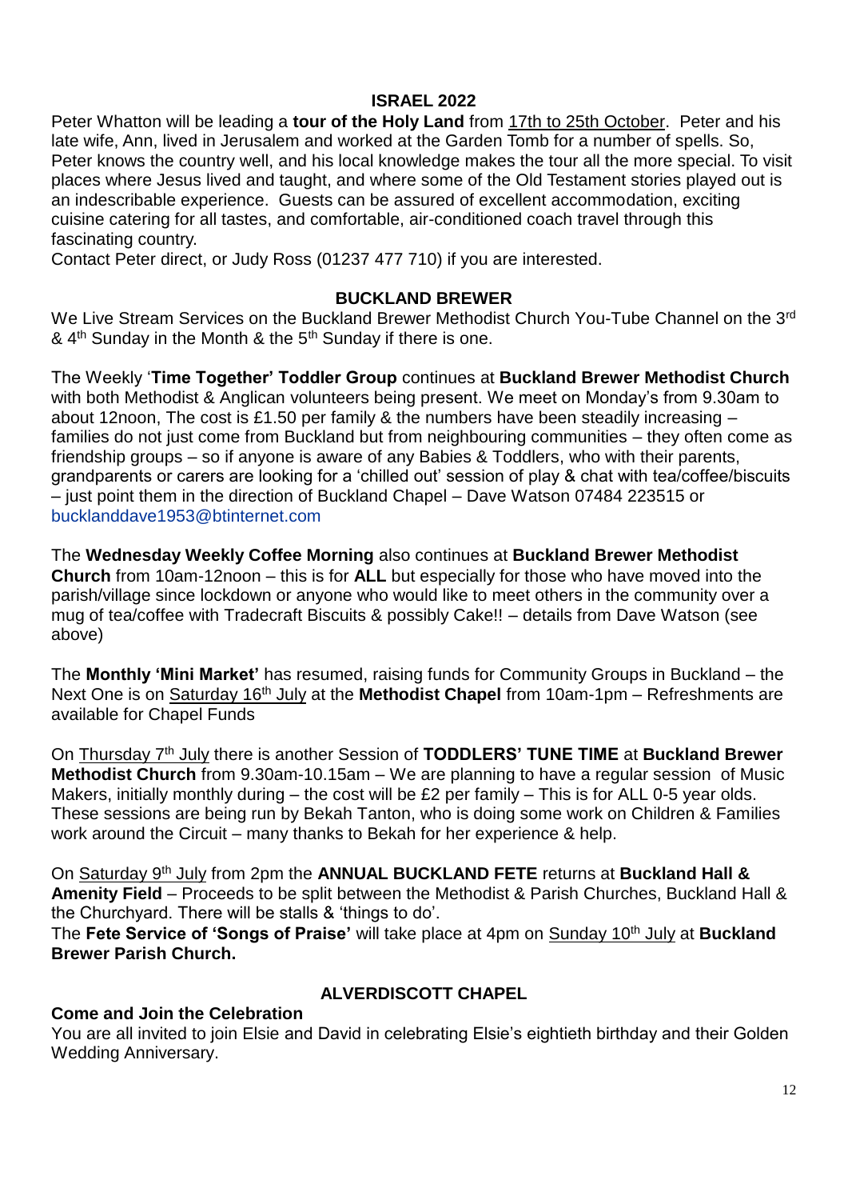## ISRAEL 2022

Peter Whatton will be leading a **tour of the Holy Land** from 17th to 25th October. Peter and his late wife, Ann, lived in Jerusalem and worked at the Garden Tomb for a number of spells. So, Peter knows the country well, and his local knowledge makes the tour all the more special. To visit places where Jesus lived and taught, and where some of the Old Testament stories played out is an indescribable experience. Guests can be assured of excellent accommodation, exciting cuisine catering for all tastes, and comfortable, air-conditioned coach travel through this fascinating country.

Contact Peter direct, or Judy Ross (01237 477 710) if you are interested.

## BUCKLAND BREWER

We Live Stream Services on the Buckland Brewer Methodist Church You-Tube Channel on the 3rd & 4th Sunday in the Month & the 5th Sunday if there is one.

The Weekly '**Time Together' Toddler Group** continues at **Buckland Brewer Methodist Church** with both Methodist & Anglican volunteers being present. We meet on Monday's from 9.30am to about 12noon, The cost is £1.50 per family & the numbers have been steadily increasing – families do not just come from Buckland but from neighbouring communities – they often come as friendship groups – so if anyone is aware of any Babies & Toddlers, who with their parents, grandparents or carers are looking for a 'chilled out' session of play & chat with tea/coffee/biscuits – just point them in the direction of Buckland Chapel – Dave Watson 07484 223515 or bucklanddave1953@btinternet.com

The **Wednesday Weekly Coffee Morning** also continues at **Buckland Brewer Methodist Church** from 10am-12noon – this is for **ALL** but especially for those who have moved into the parish/village since lockdown or anyone who would like to meet others in the community over a mug of tea/coffee with Tradecraft Biscuits & possibly Cake!! – details from Dave Watson (see above)

The **Monthly 'Mini Market'** has resumed, raising funds for Community Groups in Buckland – the Next One is on Saturday 16th July at the **Methodist Chapel** from 10am-1pm – Refreshments are available for Chapel Funds

On Thursday 7th July there is another Session of **TODDLERS' TUNE TIME** at **Buckland Brewer Methodist Church** from 9.30am-10.15am – We are planning to have a regular session of Music Makers, initially monthly during – the cost will be £2 per family – This is for ALL 0-5 year olds. These sessions are being run by Bekah Tanton, who is doing some work on Children & Families work around the Circuit – many thanks to Bekah for her experience & help.

On Saturday 9th July from 2pm the **ANNUAL BUCKLAND FETE** returns at **Buckland Hall & Amenity Field** – Proceeds to be split between the Methodist & Parish Churches, Buckland Hall & the Churchyard. There will be stalls & 'things to do'.

The **Fete Service of 'Songs of Praise'** will take place at 4pm on Sunday 10th July at **Buckland Brewer Parish Church.**

## ALVERDISCOTT CHAPEL

**Come and Join the Celebration**

You are all invited to join Elsie and David in celebrating Elsie's eightieth birthday and their Golden Wedding Anniversary.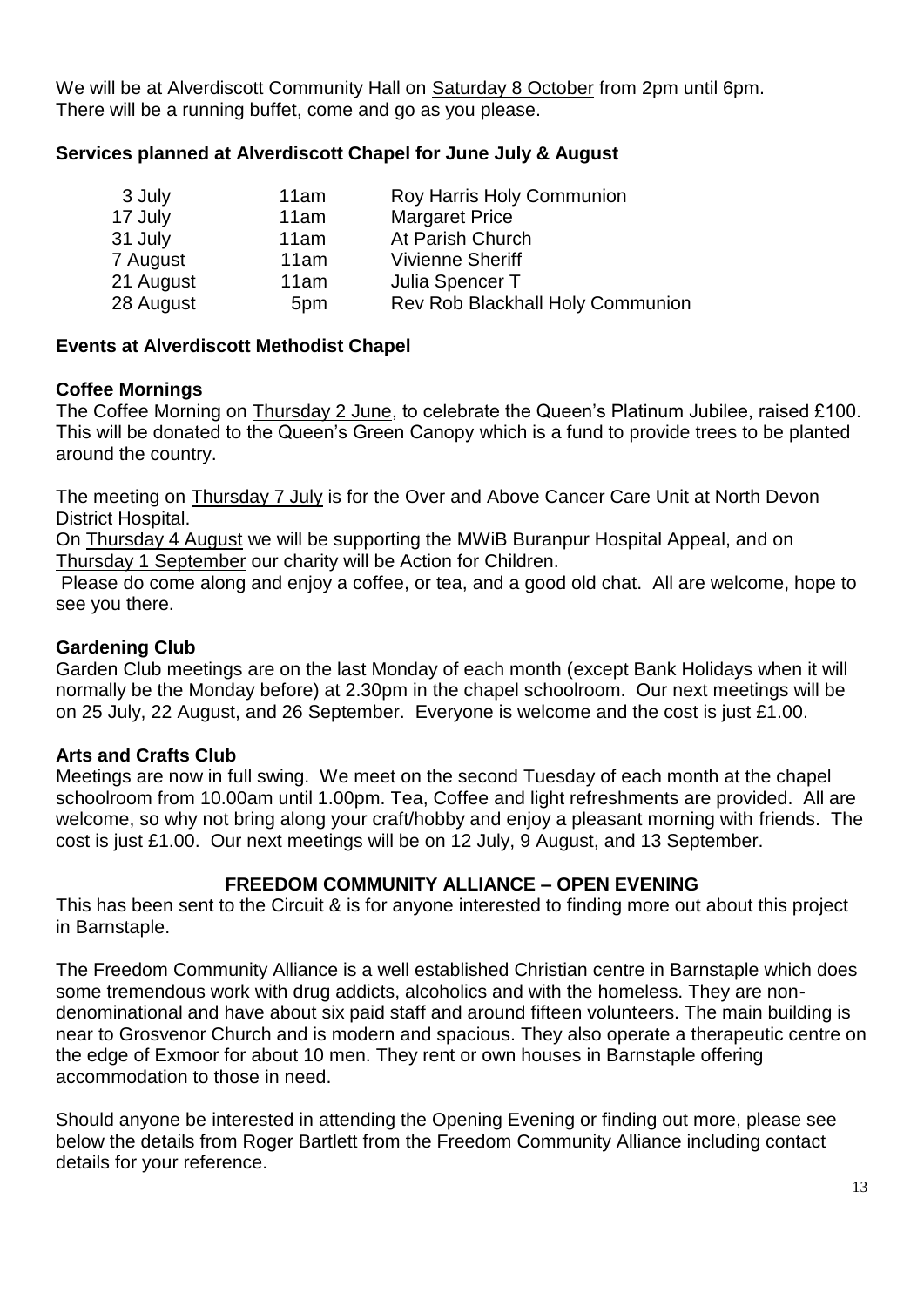We will be at Alverdiscott Community Hall on Saturday 8 October from 2pm until 6pm. There will be a running buffet, come and go as you please.

**Services planned at Alverdiscott Chapel for June July & August**

| | | |
|---|---|---|
| 3 July | 11am | Roy Harris Holy Communion |
| 17 July | 11am | Margaret Price |
| 31 July | 11am | At Parish Church |
| 7 August | 11am | Vivienne Sheriff |
| 21 August | 11am | Julia Spencer T |
| 28 August | 5pm | Rev Rob Blackhall Holy Communion |

**Events at Alverdiscott Methodist Chapel**

**Coffee Mornings**

The Coffee Morning on Thursday 2 June, to celebrate the Queen's Platinum Jubilee, raised £100. This will be donated to the Queen's Green Canopy which is a fund to provide trees to be planted around the country.

The meeting on Thursday 7 July is for the Over and Above Cancer Care Unit at North Devon District Hospital.

On Thursday 4 August we will be supporting the MWiB Buranpur Hospital Appeal, and on Thursday 1 September our charity will be Action for Children.

Please do come along and enjoy a coffee, or tea, and a good old chat. All are welcome, hope to see you there.

**Gardening Club**

Garden Club meetings are on the last Monday of each month (except Bank Holidays when it will normally be the Monday before) at 2.30pm in the chapel schoolroom. Our next meetings will be on 25 July, 22 August, and 26 September. Everyone is welcome and the cost is just £1.00.

**Arts and Crafts Club**

Meetings are now in full swing. We meet on the second Tuesday of each month at the chapel schoolroom from 10.00am until 1.00pm. Tea, Coffee and light refreshments are provided. All are welcome, so why not bring along your craft/hobby and enjoy a pleasant morning with friends. The cost is just £1.00. Our next meetings will be on 12 July, 9 August, and 13 September.

**FREEDOM COMMUNITY ALLIANCE – OPEN EVENING**

This has been sent to the Circuit & is for anyone interested to finding more out about this project in Barnstaple.

The Freedom Community Alliance is a well established Christian centre in Barnstaple which does some tremendous work with drug addicts, alcoholics and with the homeless. They are non-denominational and have about six paid staff and around fifteen volunteers. The main building is near to Grosvenor Church and is modern and spacious. They also operate a therapeutic centre on the edge of Exmoor for about 10 men. They rent or own houses in Barnstaple offering accommodation to those in need.

Should anyone be interested in attending the Opening Evening or finding out more, please see below the details from Roger Bartlett from the Freedom Community Alliance including contact details for your reference.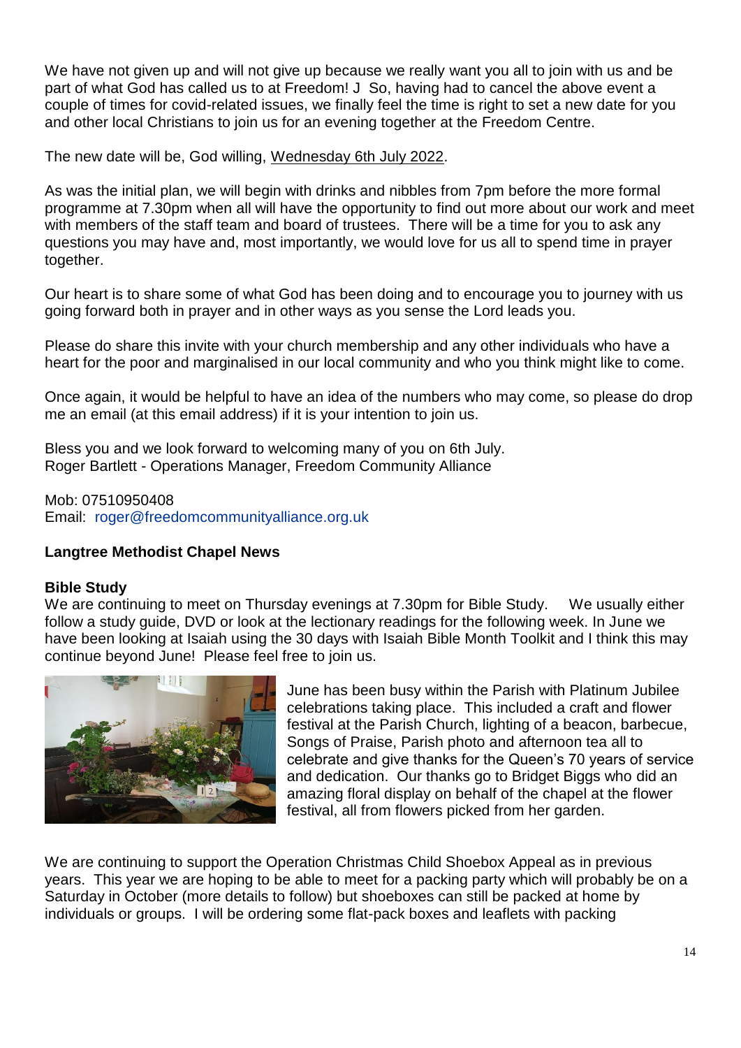We have not given up and will not give up because we really want you all to join with us and be part of what God has called us to at Freedom! J So, having had to cancel the above event a couple of times for covid-related issues, we finally feel the time is right to set a new date for you and other local Christians to join us for an evening together at the Freedom Centre.

The new date will be, God willing, Wednesday 6th July 2022.

As was the initial plan, we will begin with drinks and nibbles from 7pm before the more formal programme at 7.30pm when all will have the opportunity to find out more about our work and meet with members of the staff team and board of trustees. There will be a time for you to ask any questions you may have and, most importantly, we would love for us all to spend time in prayer together.

Our heart is to share some of what God has been doing and to encourage you to journey with us going forward both in prayer and in other ways as you sense the Lord leads you.

Please do share this invite with your church membership and any other individuals who have a heart for the poor and marginalised in our local community and who you think might like to come.

Once again, it would be helpful to have an idea of the numbers who may come, so please do drop me an email (at this email address) if it is your intention to join us.

Bless you and we look forward to welcoming many of you on 6th July.
Roger Bartlett - Operations Manager, Freedom Community Alliance

Mob: 07510950408
Email: roger@freedomcommunityalliance.org.uk

**Langtree Methodist Chapel News**

**Bible Study**
We are continuing to meet on Thursday evenings at 7.30pm for Bible Study. We usually either follow a study guide, DVD or look at the lectionary readings for the following week. In June we have been looking at Isaiah using the 30 days with Isaiah Bible Month Toolkit and I think this may continue beyond June! Please feel free to join us.

June has been busy within the Parish with Platinum Jubilee celebrations taking place. This included a craft and flower festival at the Parish Church, lighting of a beacon, barbecue, Songs of Praise, Parish photo and afternoon tea all to celebrate and give thanks for the Queen's 70 years of service and dedication. Our thanks go to Bridget Biggs who did an amazing floral display on behalf of the chapel at the flower festival, all from flowers picked from her garden.

We are continuing to support the Operation Christmas Child Shoebox Appeal as in previous years. This year we are hoping to be able to meet for a packing party which will probably be on a Saturday in October (more details to follow) but shoeboxes can still be packed at home by individuals or groups. I will be ordering some flat-pack boxes and leaflets with packing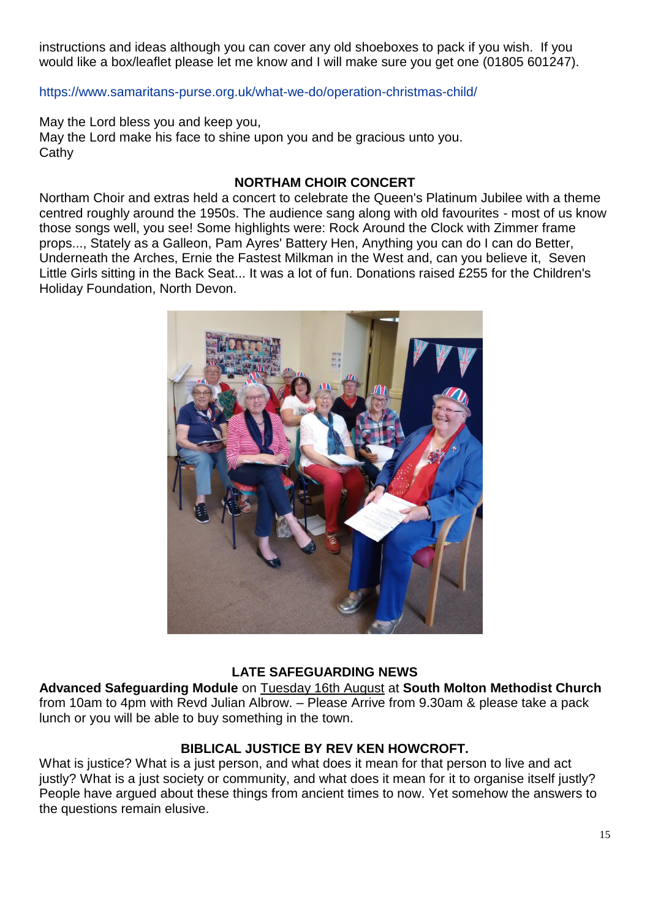instructions and ideas although you can cover any old shoeboxes to pack if you wish. If you would like a box/leaflet please let me know and I will make sure you get one (01805 601247).

https://www.samaritans-purse.org.uk/what-we-do/operation-christmas-child/

May the Lord bless you and keep you,
May the Lord make his face to shine upon you and be gracious unto you.
Cathy

## NORTHAM CHOIR CONCERT

Northam Choir and extras held a concert to celebrate the Queen's Platinum Jubilee with a theme centred roughly around the 1950s. The audience sang along with old favourites - most of us know those songs well, you see! Some highlights were: Rock Around the Clock with Zimmer frame props..., Stately as a Galleon, Pam Ayres' Battery Hen, Anything you can do I can do Better, Underneath the Arches, Ernie the Fastest Milkman in the West and, can you believe it, Seven Little Girls sitting in the Back Seat... It was a lot of fun. Donations raised £255 for the Children's Holiday Foundation, North Devon.

## LATE SAFEGUARDING NEWS

**Advanced Safeguarding Module** on Tuesday 16th August at **South Molton Methodist Church** from 10am to 4pm with Revd Julian Albrow. – Please Arrive from 9.30am & please take a pack lunch or you will be able to buy something in the town.

## BIBLICAL JUSTICE BY REV KEN HOWCROFT.

What is justice? What is a just person, and what does it mean for that person to live and act justly? What is a just society or community, and what does it mean for it to organise itself justly? People have argued about these things from ancient times to now. Yet somehow the answers to the questions remain elusive.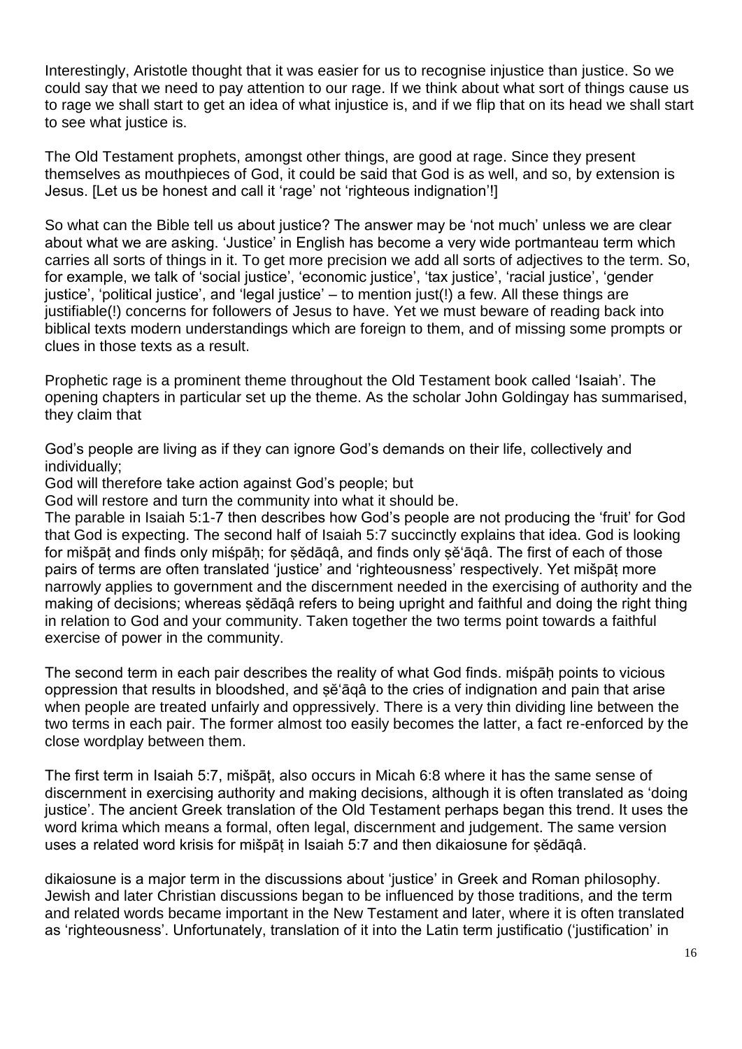Interestingly, Aristotle thought that it was easier for us to recognise injustice than justice. So we could say that we need to pay attention to our rage. If we think about what sort of things cause us to rage we shall start to get an idea of what injustice is, and if we flip that on its head we shall start to see what justice is.

The Old Testament prophets, amongst other things, are good at rage. Since they present themselves as mouthpieces of God, it could be said that God is as well, and so, by extension is Jesus. [Let us be honest and call it 'rage' not 'righteous indignation'!]

So what can the Bible tell us about justice? The answer may be 'not much' unless we are clear about what we are asking. 'Justice' in English has become a very wide portmanteau term which carries all sorts of things in it. To get more precision we add all sorts of adjectives to the term. So, for example, we talk of 'social justice', 'economic justice', 'tax justice', 'racial justice', 'gender justice', 'political justice', and 'legal justice' – to mention just(!) a few. All these things are justifiable(!) concerns for followers of Jesus to have. Yet we must beware of reading back into biblical texts modern understandings which are foreign to them, and of missing some prompts or clues in those texts as a result.

Prophetic rage is a prominent theme throughout the Old Testament book called 'Isaiah'. The opening chapters in particular set up the theme. As the scholar John Goldingay has summarised, they claim that

God's people are living as if they can ignore God's demands on their life, collectively and individually;
God will therefore take action against God's people; but
God will restore and turn the community into what it should be.

The parable in Isaiah 5:1-7 then describes how God's people are not producing the 'fruit' for God that God is expecting. The second half of Isaiah 5:7 succinctly explains that idea. God is looking for mišpāṭ and finds only miśpāḥ; for ṣĕdāqâ, and finds only ṣĕʿāqâ. The first of each of those pairs of terms are often translated 'justice' and 'righteousness' respectively. Yet mišpāṭ more narrowly applies to government and the discernment needed in the exercising of authority and the making of decisions; whereas ṣĕdāqâ refers to being upright and faithful and doing the right thing in relation to God and your community. Taken together the two terms point towards a faithful exercise of power in the community.

The second term in each pair describes the reality of what God finds. miśpāḥ points to vicious oppression that results in bloodshed, and ṣĕʿāqâ to the cries of indignation and pain that arise when people are treated unfairly and oppressively. There is a very thin dividing line between the two terms in each pair. The former almost too easily becomes the latter, a fact re-enforced by the close wordplay between them.

The first term in Isaiah 5:7, mišpāṭ, also occurs in Micah 6:8 where it has the same sense of discernment in exercising authority and making decisions, although it is often translated as 'doing justice'. The ancient Greek translation of the Old Testament perhaps began this trend. It uses the word krima which means a formal, often legal, discernment and judgement. The same version uses a related word krisis for mišpāṭ in Isaiah 5:7 and then dikaiosune for ṣĕdāqâ.

dikaiosune is a major term in the discussions about 'justice' in Greek and Roman philosophy. Jewish and later Christian discussions began to be influenced by those traditions, and the term and related words became important in the New Testament and later, where it is often translated as 'righteousness'. Unfortunately, translation of it into the Latin term justificatio ('justification' in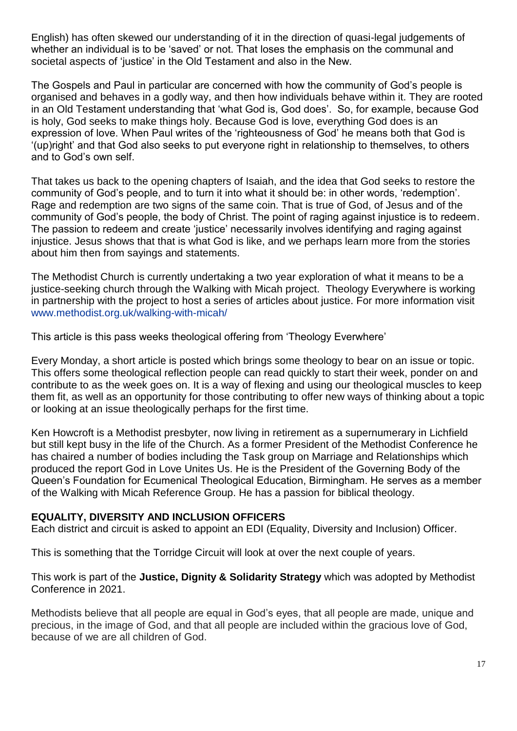English) has often skewed our understanding of it in the direction of quasi-legal judgements of whether an individual is to be 'saved' or not. That loses the emphasis on the communal and societal aspects of 'justice' in the Old Testament and also in the New.

The Gospels and Paul in particular are concerned with how the community of God's people is organised and behaves in a godly way, and then how individuals behave within it. They are rooted in an Old Testament understanding that 'what God is, God does'. So, for example, because God is holy, God seeks to make things holy. Because God is love, everything God does is an expression of love. When Paul writes of the 'righteousness of God' he means both that God is '(up)right' and that God also seeks to put everyone right in relationship to themselves, to others and to God's own self.

That takes us back to the opening chapters of Isaiah, and the idea that God seeks to restore the community of God's people, and to turn it into what it should be: in other words, 'redemption'. Rage and redemption are two signs of the same coin. That is true of God, of Jesus and of the community of God's people, the body of Christ. The point of raging against injustice is to redeem. The passion to redeem and create 'justice' necessarily involves identifying and raging against injustice. Jesus shows that that is what God is like, and we perhaps learn more from the stories about him then from sayings and statements.

The Methodist Church is currently undertaking a two year exploration of what it means to be a justice-seeking church through the Walking with Micah project. Theology Everywhere is working in partnership with the project to host a series of articles about justice. For more information visit www.methodist.org.uk/walking-with-micah/

This article is this pass weeks theological offering from 'Theology Everwhere'

Every Monday, a short article is posted which brings some theology to bear on an issue or topic. This offers some theological reflection people can read quickly to start their week, ponder on and contribute to as the week goes on. It is a way of flexing and using our theological muscles to keep them fit, as well as an opportunity for those contributing to offer new ways of thinking about a topic or looking at an issue theologically perhaps for the first time.

Ken Howcroft is a Methodist presbyter, now living in retirement as a supernumerary in Lichfield but still kept busy in the life of the Church. As a former President of the Methodist Conference he has chaired a number of bodies including the Task group on Marriage and Relationships which produced the report God in Love Unites Us. He is the President of the Governing Body of the Queen's Foundation for Ecumenical Theological Education, Birmingham. He serves as a member of the Walking with Micah Reference Group. He has a passion for biblical theology.

## EQUALITY, DIVERSITY AND INCLUSION OFFICERS

Each district and circuit is asked to appoint an EDI (Equality, Diversity and Inclusion) Officer.

This is something that the Torridge Circuit will look at over the next couple of years.

This work is part of the **Justice, Dignity & Solidarity Strategy** which was adopted by Methodist Conference in 2021.

Methodists believe that all people are equal in God's eyes, that all people are made, unique and precious, in the image of God, and that all people are included within the gracious love of God, because of we are all children of God.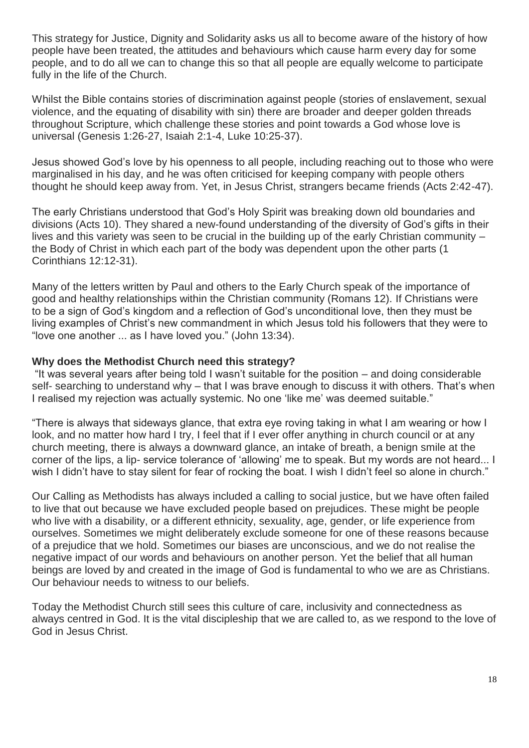This strategy for Justice, Dignity and Solidarity asks us all to become aware of the history of how people have been treated, the attitudes and behaviours which cause harm every day for some people, and to do all we can to change this so that all people are equally welcome to participate fully in the life of the Church.

Whilst the Bible contains stories of discrimination against people (stories of enslavement, sexual violence, and the equating of disability with sin) there are broader and deeper golden threads throughout Scripture, which challenge these stories and point towards a God whose love is universal (Genesis 1:26-27, Isaiah 2:1-4, Luke 10:25-37).

Jesus showed God's love by his openness to all people, including reaching out to those who were marginalised in his day, and he was often criticised for keeping company with people others thought he should keep away from. Yet, in Jesus Christ, strangers became friends (Acts 2:42-47).

The early Christians understood that God's Holy Spirit was breaking down old boundaries and divisions (Acts 10). They shared a new-found understanding of the diversity of God's gifts in their lives and this variety was seen to be crucial in the building up of the early Christian community – the Body of Christ in which each part of the body was dependent upon the other parts (1 Corinthians 12:12-31).

Many of the letters written by Paul and others to the Early Church speak of the importance of good and healthy relationships within the Christian community (Romans 12). If Christians were to be a sign of God's kingdom and a reflection of God's unconditional love, then they must be living examples of Christ's new commandment in which Jesus told his followers that they were to "love one another ... as I have loved you." (John 13:34).

**Why does the Methodist Church need this strategy?**

"It was several years after being told I wasn't suitable for the position – and doing considerable self- searching to understand why – that I was brave enough to discuss it with others. That's when I realised my rejection was actually systemic. No one 'like me' was deemed suitable."

"There is always that sideways glance, that extra eye roving taking in what I am wearing or how I look, and no matter how hard I try, I feel that if I ever offer anything in church council or at any church meeting, there is always a downward glance, an intake of breath, a benign smile at the corner of the lips, a lip- service tolerance of 'allowing' me to speak. But my words are not heard... I wish I didn't have to stay silent for fear of rocking the boat. I wish I didn't feel so alone in church."

Our Calling as Methodists has always included a calling to social justice, but we have often failed to live that out because we have excluded people based on prejudices. These might be people who live with a disability, or a different ethnicity, sexuality, age, gender, or life experience from ourselves. Sometimes we might deliberately exclude someone for one of these reasons because of a prejudice that we hold. Sometimes our biases are unconscious, and we do not realise the negative impact of our words and behaviours on another person. Yet the belief that all human beings are loved by and created in the image of God is fundamental to who we are as Christians. Our behaviour needs to witness to our beliefs.

Today the Methodist Church still sees this culture of care, inclusivity and connectedness as always centred in God. It is the vital discipleship that we are called to, as we respond to the love of God in Jesus Christ.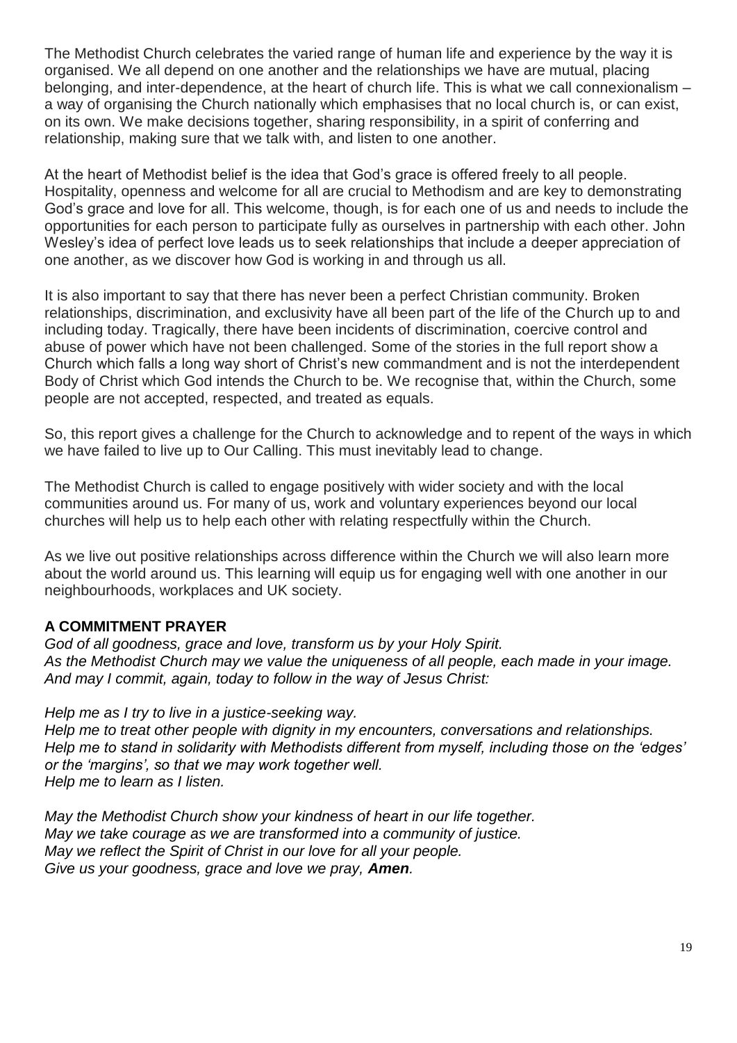The Methodist Church celebrates the varied range of human life and experience by the way it is organised. We all depend on one another and the relationships we have are mutual, placing belonging, and inter-dependence, at the heart of church life. This is what we call connexionalism – a way of organising the Church nationally which emphasises that no local church is, or can exist, on its own. We make decisions together, sharing responsibility, in a spirit of conferring and relationship, making sure that we talk with, and listen to one another.

At the heart of Methodist belief is the idea that God's grace is offered freely to all people. Hospitality, openness and welcome for all are crucial to Methodism and are key to demonstrating God's grace and love for all. This welcome, though, is for each one of us and needs to include the opportunities for each person to participate fully as ourselves in partnership with each other. John Wesley's idea of perfect love leads us to seek relationships that include a deeper appreciation of one another, as we discover how God is working in and through us all.

It is also important to say that there has never been a perfect Christian community. Broken relationships, discrimination, and exclusivity have all been part of the life of the Church up to and including today. Tragically, there have been incidents of discrimination, coercive control and abuse of power which have not been challenged. Some of the stories in the full report show a Church which falls a long way short of Christ's new commandment and is not the interdependent Body of Christ which God intends the Church to be. We recognise that, within the Church, some people are not accepted, respected, and treated as equals.

So, this report gives a challenge for the Church to acknowledge and to repent of the ways in which we have failed to live up to Our Calling. This must inevitably lead to change.

The Methodist Church is called to engage positively with wider society and with the local communities around us. For many of us, work and voluntary experiences beyond our local churches will help us to help each other with relating respectfully within the Church.

As we live out positive relationships across difference within the Church we will also learn more about the world around us. This learning will equip us for engaging well with one another in our neighbourhoods, workplaces and UK society.

**A COMMITMENT PRAYER**

*God of all goodness, grace and love, transform us by your Holy Spirit.*
*As the Methodist Church may we value the uniqueness of all people, each made in your image.*
*And may I commit, again, today to follow in the way of Jesus Christ:*

*Help me as I try to live in a justice-seeking way.*
*Help me to treat other people with dignity in my encounters, conversations and relationships.*
*Help me to stand in solidarity with Methodists different from myself, including those on the 'edges' or the 'margins', so that we may work together well.*
*Help me to learn as I listen.*

*May the Methodist Church show your kindness of heart in our life together.*
*May we take courage as we are transformed into a community of justice.*
*May we reflect the Spirit of Christ in our love for all your people.*
*Give us your goodness, grace and love we pray,* ***Amen****.*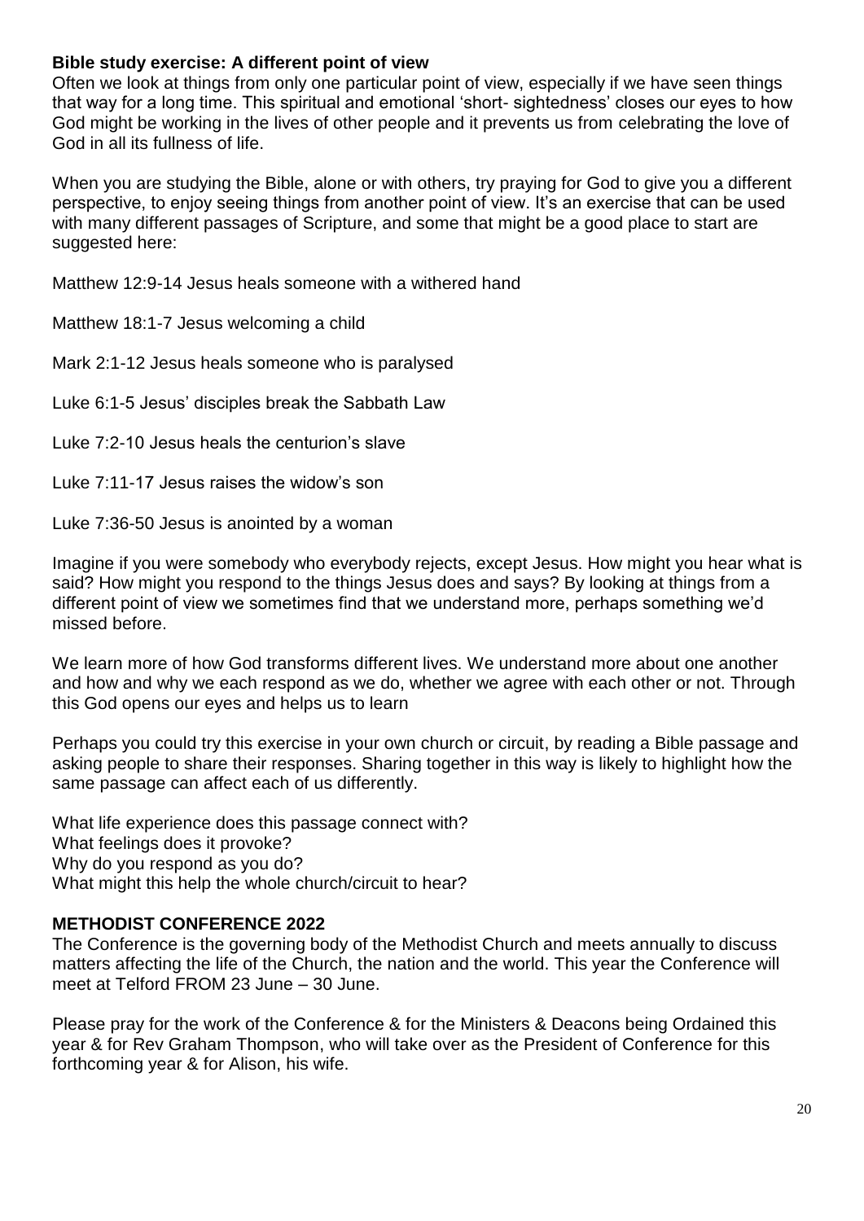**Bible study exercise: A different point of view**

Often we look at things from only one particular point of view, especially if we have seen things that way for a long time. This spiritual and emotional 'short- sightedness' closes our eyes to how God might be working in the lives of other people and it prevents us from celebrating the love of God in all its fullness of life.

When you are studying the Bible, alone or with others, try praying for God to give you a different perspective, to enjoy seeing things from another point of view. It's an exercise that can be used with many different passages of Scripture, and some that might be a good place to start are suggested here:

Matthew 12:9-14 Jesus heals someone with a withered hand

Matthew 18:1-7 Jesus welcoming a child

Mark 2:1-12 Jesus heals someone who is paralysed

Luke 6:1-5 Jesus' disciples break the Sabbath Law

Luke 7:2-10 Jesus heals the centurion's slave

Luke 7:11-17 Jesus raises the widow's son

Luke 7:36-50 Jesus is anointed by a woman

Imagine if you were somebody who everybody rejects, except Jesus. How might you hear what is said? How might you respond to the things Jesus does and says? By looking at things from a different point of view we sometimes find that we understand more, perhaps something we'd missed before.

We learn more of how God transforms different lives. We understand more about one another and how and why we each respond as we do, whether we agree with each other or not. Through this God opens our eyes and helps us to learn

Perhaps you could try this exercise in your own church or circuit, by reading a Bible passage and asking people to share their responses. Sharing together in this way is likely to highlight how the same passage can affect each of us differently.

What life experience does this passage connect with?
What feelings does it provoke?
Why do you respond as you do?
What might this help the whole church/circuit to hear?

**METHODIST CONFERENCE 2022**

The Conference is the governing body of the Methodist Church and meets annually to discuss matters affecting the life of the Church, the nation and the world. This year the Conference will meet at Telford FROM 23 June – 30 June.

Please pray for the work of the Conference & for the Ministers & Deacons being Ordained this year & for Rev Graham Thompson, who will take over as the President of Conference for this forthcoming year & for Alison, his wife.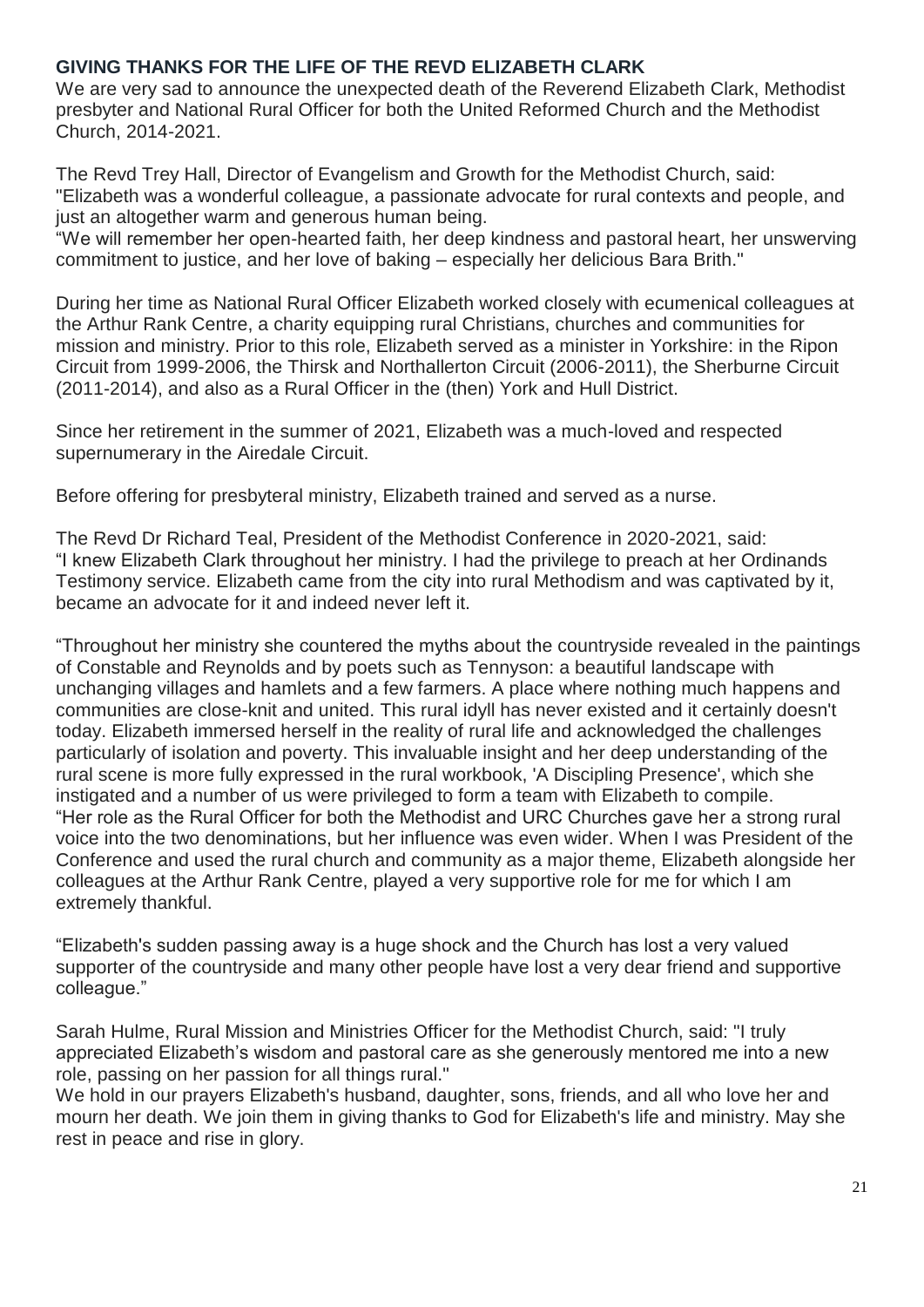## GIVING THANKS FOR THE LIFE OF THE REVD ELIZABETH CLARK

We are very sad to announce the unexpected death of the Reverend Elizabeth Clark, Methodist presbyter and National Rural Officer for both the United Reformed Church and the Methodist Church, 2014-2021.

The Revd Trey Hall, Director of Evangelism and Growth for the Methodist Church, said: "Elizabeth was a wonderful colleague, a passionate advocate for rural contexts and people, and just an altogether warm and generous human being.

"We will remember her open-hearted faith, her deep kindness and pastoral heart, her unswerving commitment to justice, and her love of baking – especially her delicious Bara Brith."

During her time as National Rural Officer Elizabeth worked closely with ecumenical colleagues at the Arthur Rank Centre, a charity equipping rural Christians, churches and communities for mission and ministry. Prior to this role, Elizabeth served as a minister in Yorkshire: in the Ripon Circuit from 1999-2006, the Thirsk and Northallerton Circuit (2006-2011), the Sherburne Circuit (2011-2014), and also as a Rural Officer in the (then) York and Hull District.

Since her retirement in the summer of 2021, Elizabeth was a much-loved and respected supernumerary in the Airedale Circuit.

Before offering for presbyteral ministry, Elizabeth trained and served as a nurse.

The Revd Dr Richard Teal, President of the Methodist Conference in 2020-2021, said: "I knew Elizabeth Clark throughout her ministry. I had the privilege to preach at her Ordinands Testimony service. Elizabeth came from the city into rural Methodism and was captivated by it, became an advocate for it and indeed never left it.

"Throughout her ministry she countered the myths about the countryside revealed in the paintings of Constable and Reynolds and by poets such as Tennyson: a beautiful landscape with unchanging villages and hamlets and a few farmers. A place where nothing much happens and communities are close-knit and united. This rural idyll has never existed and it certainly doesn't today. Elizabeth immersed herself in the reality of rural life and acknowledged the challenges particularly of isolation and poverty. This invaluable insight and her deep understanding of the rural scene is more fully expressed in the rural workbook, 'A Discipling Presence', which she instigated and a number of us were privileged to form a team with Elizabeth to compile.

"Her role as the Rural Officer for both the Methodist and URC Churches gave her a strong rural voice into the two denominations, but her influence was even wider. When I was President of the Conference and used the rural church and community as a major theme, Elizabeth alongside her colleagues at the Arthur Rank Centre, played a very supportive role for me for which I am extremely thankful.

"Elizabeth's sudden passing away is a huge shock and the Church has lost a very valued supporter of the countryside and many other people have lost a very dear friend and supportive colleague."

Sarah Hulme, Rural Mission and Ministries Officer for the Methodist Church, said: "I truly appreciated Elizabeth's wisdom and pastoral care as she generously mentored me into a new role, passing on her passion for all things rural."

We hold in our prayers Elizabeth's husband, daughter, sons, friends, and all who love her and mourn her death. We join them in giving thanks to God for Elizabeth's life and ministry. May she rest in peace and rise in glory.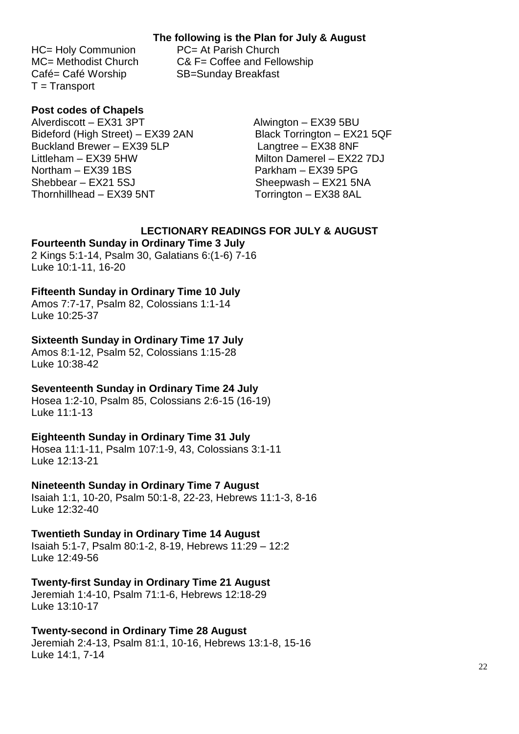**The following is the Plan for July & August**

HC= Holy Communion
PC= At Parish Church
MC= Methodist Church
C& F= Coffee and Fellowship
Café= Café Worship
SB=Sunday Breakfast
T = Transport

**Post codes of Chapels**

Alverdiscott – EX31 3PT
Alwington – EX39 5BU
Bideford (High Street) – EX39 2AN
Black Torrington – EX21 5QF
Buckland Brewer – EX39 5LP
Langtree – EX38 8NF
Littleham – EX39 5HW
Milton Damerel – EX22 7DJ
Northam – EX39 1BS
Parkham – EX39 5PG
Shebbear – EX21 5SJ
Sheepwash – EX21 5NA
Thornhillhead – EX39 5NT
Torrington – EX38 8AL

**LECTIONARY READINGS FOR JULY & AUGUST**

**Fourteenth Sunday in Ordinary Time 3 July**
2 Kings 5:1-14, Psalm 30, Galatians 6:(1-6) 7-16
Luke 10:1-11, 16-20

**Fifteenth Sunday in Ordinary Time 10 July**
Amos 7:7-17, Psalm 82, Colossians 1:1-14
Luke 10:25-37

**Sixteenth Sunday in Ordinary Time 17 July**
Amos 8:1-12, Psalm 52, Colossians 1:15-28
Luke 10:38-42

**Seventeenth Sunday in Ordinary Time 24 July**
Hosea 1:2-10, Psalm 85, Colossians 2:6-15 (16-19)
Luke 11:1-13

**Eighteenth Sunday in Ordinary Time 31 July**
Hosea 11:1-11, Psalm 107:1-9, 43, Colossians 3:1-11
Luke 12:13-21

**Nineteenth Sunday in Ordinary Time 7 August**
Isaiah 1:1, 10-20, Psalm 50:1-8, 22-23, Hebrews 11:1-3, 8-16
Luke 12:32-40

**Twentieth Sunday in Ordinary Time 14 August**
Isaiah 5:1-7, Psalm 80:1-2, 8-19, Hebrews 11:29 – 12:2
Luke 12:49-56

**Twenty-first Sunday in Ordinary Time 21 August**
Jeremiah 1:4-10, Psalm 71:1-6, Hebrews 12:18-29
Luke 13:10-17

**Twenty-second in Ordinary Time 28 August**
Jeremiah 2:4-13, Psalm 81:1, 10-16, Hebrews 13:1-8, 15-16
Luke 14:1, 7-14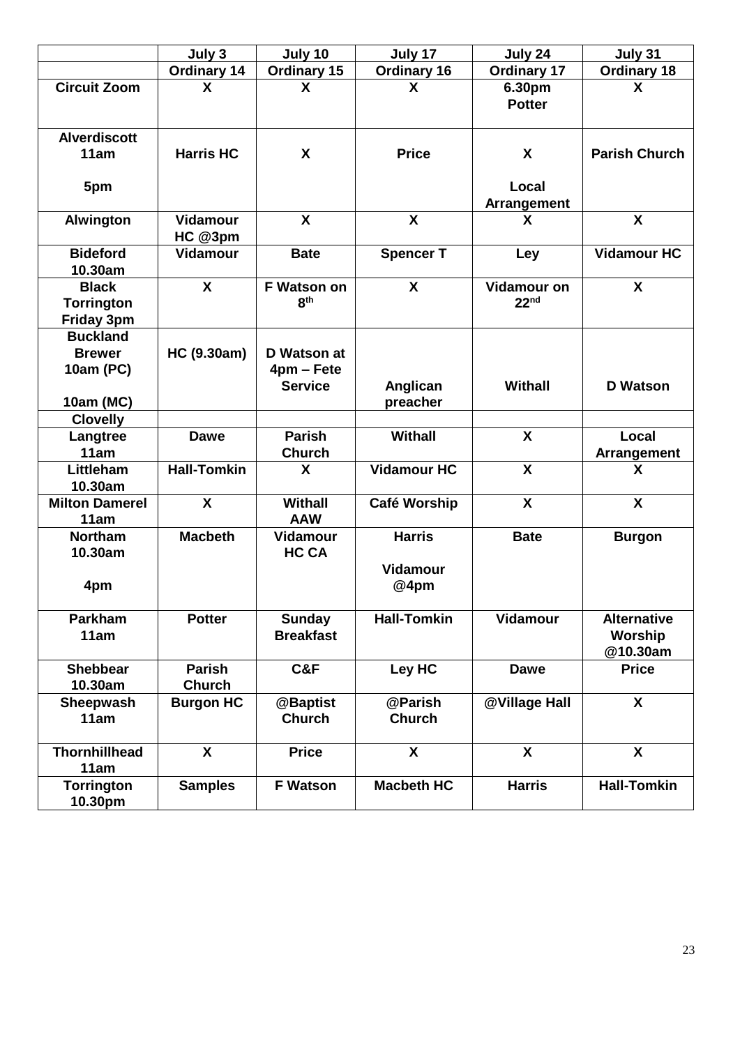| | July 3 | July 10 | July 17 | July 24 | July 31 |
|---|---|---|---|---|---|
| | Ordinary 14 | Ordinary 15 | Ordinary 16 | Ordinary 17 | Ordinary 18 |
| Circuit Zoom | X | X | X | 6.30pm Potter | X |
| Alverdiscott 11am<br><br>5pm | Harris HC | X | Price | X<br><br>Local Arrangement | Parish Church |
| Alwington | Vidamour HC @3pm | X | X | X | X |
| Bideford 10.30am | Vidamour | Bate | Spencer T | Ley | Vidamour HC |
| Black Torrington Friday 3pm | X | F Watson on 8th | X | Vidamour on 22nd | X |
| Buckland Brewer 10am (PC)<br><br>10am (MC) | HC (9.30am) | D Watson at 4pm – Fete Service | Anglican preacher | Withall | D Watson |
| Clovelly | | | | | |
| Langtree 11am | Dawe | Parish Church | Withall | X | Local Arrangement |
| Littleham 10.30am | Hall-Tomkin | X | Vidamour HC | X | X |
| Milton Damerel 11am | X | Withall AAW | Café Worship | X | X |
| Northam 10.30am<br><br>4pm | Macbeth | Vidamour HC CA | Harris<br><br>Vidamour @4pm | Bate | Burgon |
| Parkham 11am | Potter | Sunday Breakfast | Hall-Tomkin | Vidamour | Alternative Worship @10.30am |
| Shebbear 10.30am | Parish Church | C&F | Ley HC | Dawe | Price |
| Sheepwash 11am | Burgon HC | @Baptist Church | @Parish Church | @Village Hall | X |
| Thornhillhead 11am | X | Price | X | X | X |
| Torrington 10.30pm | Samples | F Watson | Macbeth HC | Harris | Hall-Tomkin |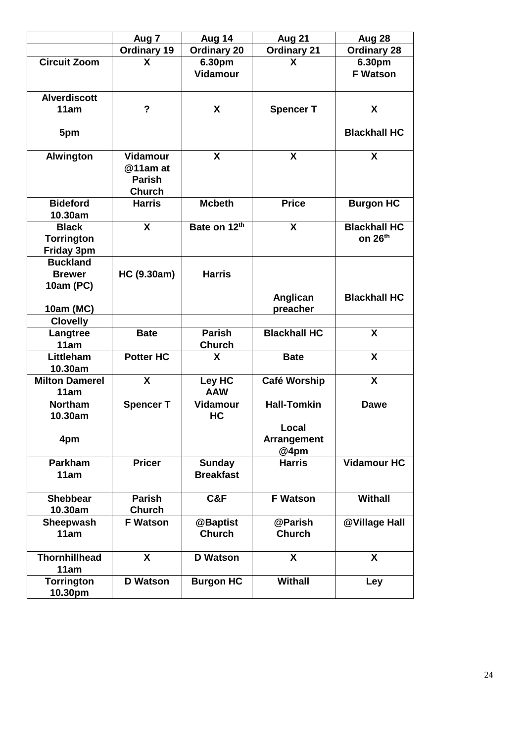| | Aug 7 | Aug 14 | Aug 21 | Aug 28 |
|---|---|---|---|---|
| | **Ordinary 19** | **Ordinary 20** | **Ordinary 21** | **Ordinary 28** |
| **Circuit Zoom** | **X** | **6.30pm Vidamour** | **X** | **6.30pm F Watson** |
| **Alverdiscott 11am** | **?** | **X** | **Spencer T** | **X** |
| **5pm** | | | | **Blackhall HC** |
| **Alwington** | **Vidamour @11am at Parish Church** | **X** | **X** | **X** |
| **Bideford 10.30am** | **Harris** | **Mcbeth** | **Price** | **Burgon HC** |
| **Black Torrington Friday 3pm** | **X** | **Bate on 12th** | **X** | **Blackhall HC on 26th** |
| **Buckland Brewer 10am (PC)** | **HC (9.30am)** | **Harris** | | |
| **10am (MC)** | | | **Anglican preacher** | **Blackhall HC** |
| **Clovelly** | | | | |
| **Langtree 11am** | **Bate** | **Parish Church** | **Blackhall HC** | **X** |
| **Littleham 10.30am** | **Potter HC** | **X** | **Bate** | **X** |
| **Milton Damerel 11am** | **X** | **Ley HC AAW** | **Café Worship** | **X** |
| **Northam 10.30am** | **Spencer T** | **Vidamour HC** | **Hall-Tomkin** | **Dawe** |
| **4pm** | | | **Local Arrangement @4pm** | |
| **Parkham 11am** | **Pricer** | **Sunday Breakfast** | **Harris** | **Vidamour HC** |
| **Shebbear 10.30am** | **Parish Church** | **C&F** | **F Watson** | **Withall** |
| **Sheepwash 11am** | **F Watson** | **@Baptist Church** | **@Parish Church** | **@Village Hall** |
| **Thornhillhead 11am** | **X** | **D Watson** | **X** | **X** |
| **Torrington 10.30pm** | **D Watson** | **Burgon HC** | **Withall** | **Ley** |